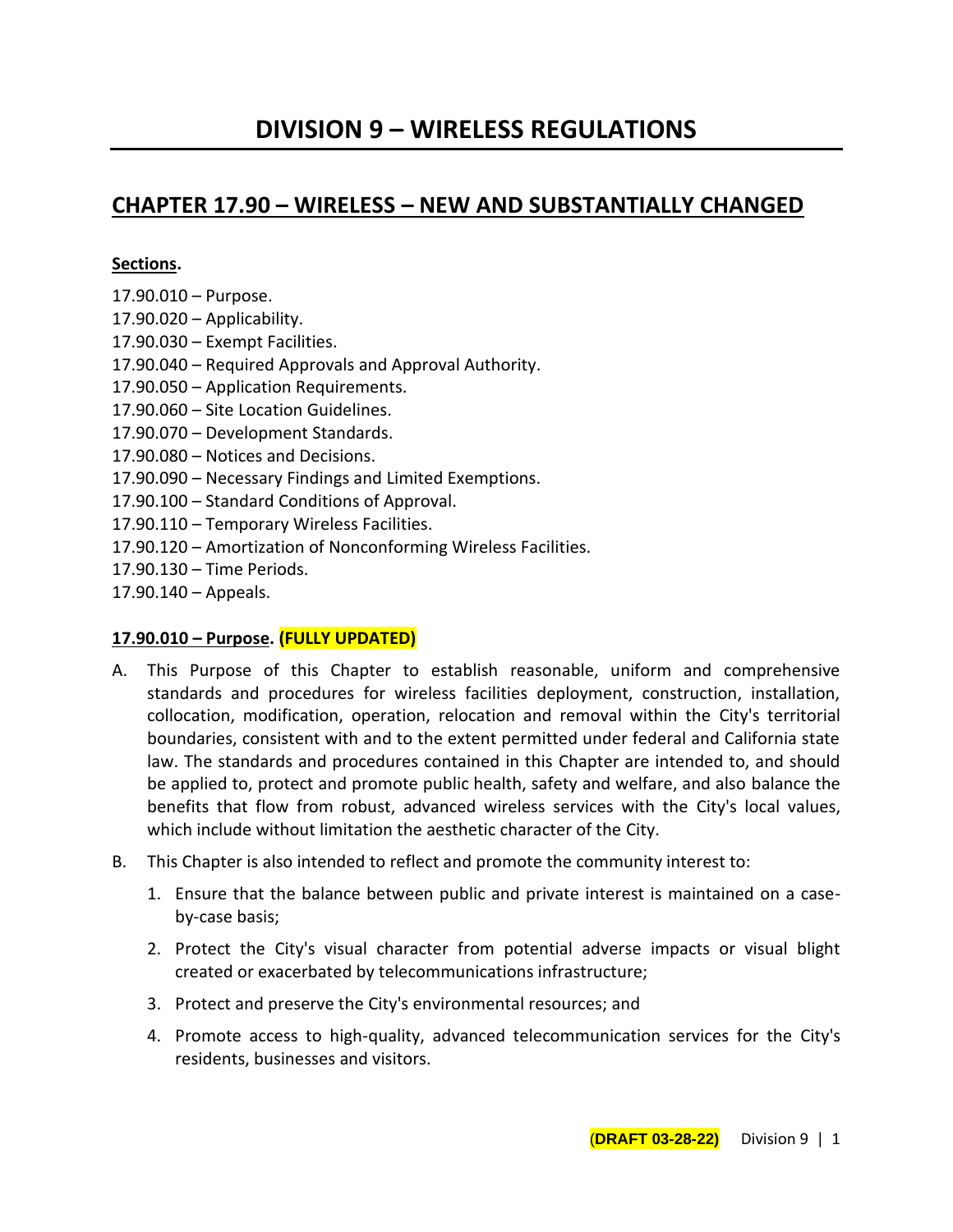# DIVISION 9 – WIRELESS REGULATIONS

## CHAPTER 17.90 – WIRELESS – NEW AND SUBSTANTIALLY CHANGED

**Sections.**

17.90.010 – Purpose.
17.90.020 – Applicability.
17.90.030 – Exempt Facilities.
17.90.040 – Required Approvals and Approval Authority.
17.90.050 – Application Requirements.
17.90.060 – Site Location Guidelines.
17.90.070 – Development Standards.
17.90.080 – Notices and Decisions.
17.90.090 – Necessary Findings and Limited Exemptions.
17.90.100 – Standard Conditions of Approval.
17.90.110 – Temporary Wireless Facilities.
17.90.120 – Amortization of Nonconforming Wireless Facilities.
17.90.130 – Time Periods.
17.90.140 – Appeals.

### 17.90.010 – Purpose. (FULLY UPDATED)

A. This Purpose of this Chapter to establish reasonable, uniform and comprehensive standards and procedures for wireless facilities deployment, construction, installation, collocation, modification, operation, relocation and removal within the City's territorial boundaries, consistent with and to the extent permitted under federal and California state law. The standards and procedures contained in this Chapter are intended to, and should be applied to, protect and promote public health, safety and welfare, and also balance the benefits that flow from robust, advanced wireless services with the City's local values, which include without limitation the aesthetic character of the City.

B. This Chapter is also intended to reflect and promote the community interest to:

1. Ensure that the balance between public and private interest is maintained on a case-by-case basis;
2. Protect the City's visual character from potential adverse impacts or visual blight created or exacerbated by telecommunications infrastructure;
3. Protect and preserve the City's environmental resources; and
4. Promote access to high-quality, advanced telecommunication services for the City's residents, businesses and visitors.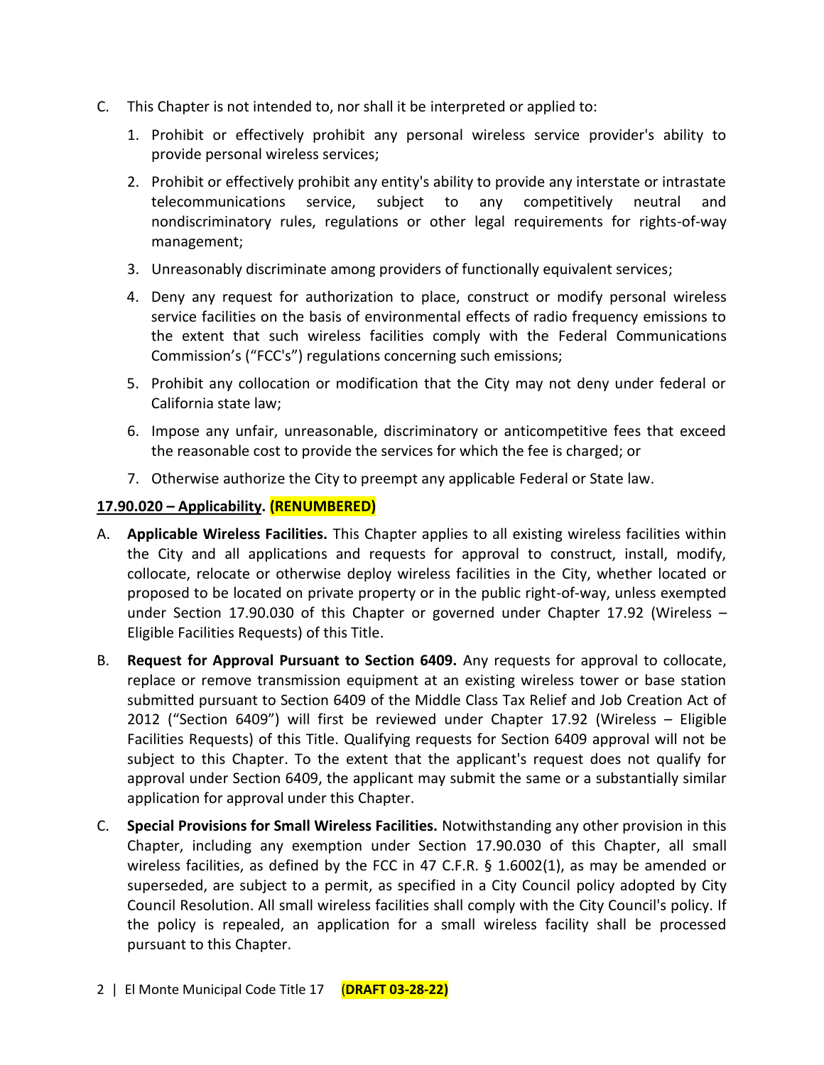C. This Chapter is not intended to, nor shall it be interpreted or applied to:

   1. Prohibit or effectively prohibit any personal wireless service provider's ability to provide personal wireless services;

   2. Prohibit or effectively prohibit any entity's ability to provide any interstate or intrastate telecommunications service, subject to any competitively neutral and nondiscriminatory rules, regulations or other legal requirements for rights-of-way management;

   3. Unreasonably discriminate among providers of functionally equivalent services;

   4. Deny any request for authorization to place, construct or modify personal wireless service facilities on the basis of environmental effects of radio frequency emissions to the extent that such wireless facilities comply with the Federal Communications Commission's ("FCC's") regulations concerning such emissions;

   5. Prohibit any collocation or modification that the City may not deny under federal or California state law;

   6. Impose any unfair, unreasonable, discriminatory or anticompetitive fees that exceed the reasonable cost to provide the services for which the fee is charged; or

   7. Otherwise authorize the City to preempt any applicable Federal or State law.

**17.90.020 – Applicability. (RENUMBERED)**

A. **Applicable Wireless Facilities.** This Chapter applies to all existing wireless facilities within the City and all applications and requests for approval to construct, install, modify, collocate, relocate or otherwise deploy wireless facilities in the City, whether located or proposed to be located on private property or in the public right-of-way, unless exempted under Section 17.90.030 of this Chapter or governed under Chapter 17.92 (Wireless – Eligible Facilities Requests) of this Title.

B. **Request for Approval Pursuant to Section 6409.** Any requests for approval to collocate, replace or remove transmission equipment at an existing wireless tower or base station submitted pursuant to Section 6409 of the Middle Class Tax Relief and Job Creation Act of 2012 ("Section 6409") will first be reviewed under Chapter 17.92 (Wireless – Eligible Facilities Requests) of this Title. Qualifying requests for Section 6409 approval will not be subject to this Chapter. To the extent that the applicant's request does not qualify for approval under Section 6409, the applicant may submit the same or a substantially similar application for approval under this Chapter.

C. **Special Provisions for Small Wireless Facilities.** Notwithstanding any other provision in this Chapter, including any exemption under Section 17.90.030 of this Chapter, all small wireless facilities, as defined by the FCC in 47 C.F.R. § 1.6002(1), as may be amended or superseded, are subject to a permit, as specified in a City Council policy adopted by City Council Resolution. All small wireless facilities shall comply with the City Council's policy. If the policy is repealed, an application for a small wireless facility shall be processed pursuant to this Chapter.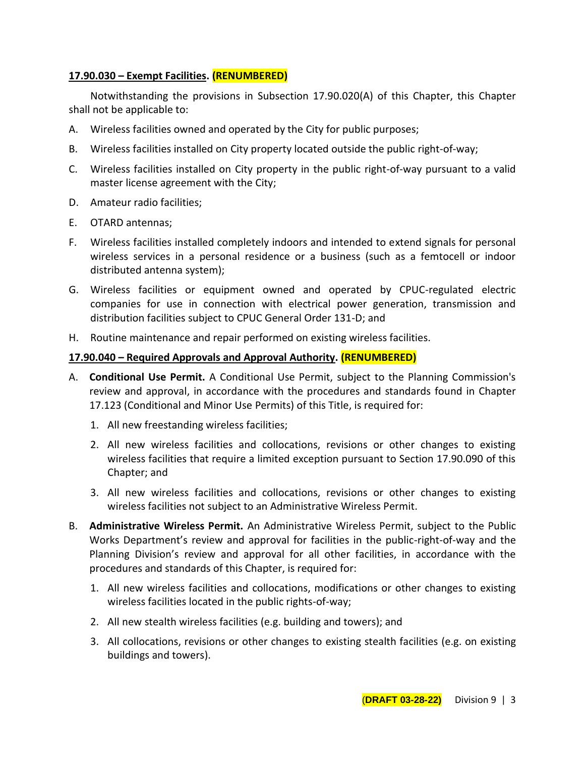**17.90.030 – Exempt Facilities. (RENUMBERED)**

Notwithstanding the provisions in Subsection 17.90.020(A) of this Chapter, this Chapter shall not be applicable to:

A. Wireless facilities owned and operated by the City for public purposes;

B. Wireless facilities installed on City property located outside the public right-of-way;

C. Wireless facilities installed on City property in the public right-of-way pursuant to a valid master license agreement with the City;

D. Amateur radio facilities;

E. OTARD antennas;

F. Wireless facilities installed completely indoors and intended to extend signals for personal wireless services in a personal residence or a business (such as a femtocell or indoor distributed antenna system);

G. Wireless facilities or equipment owned and operated by CPUC-regulated electric companies for use in connection with electrical power generation, transmission and distribution facilities subject to CPUC General Order 131-D; and

H. Routine maintenance and repair performed on existing wireless facilities.

**17.90.040 – Required Approvals and Approval Authority. (RENUMBERED)**

A. **Conditional Use Permit.** A Conditional Use Permit, subject to the Planning Commission's review and approval, in accordance with the procedures and standards found in Chapter 17.123 (Conditional and Minor Use Permits) of this Title, is required for:

   1. All new freestanding wireless facilities;

   2. All new wireless facilities and collocations, revisions or other changes to existing wireless facilities that require a limited exception pursuant to Section 17.90.090 of this Chapter; and

   3. All new wireless facilities and collocations, revisions or other changes to existing wireless facilities not subject to an Administrative Wireless Permit.

B. **Administrative Wireless Permit.** An Administrative Wireless Permit, subject to the Public Works Department's review and approval for facilities in the public-right-of-way and the Planning Division's review and approval for all other facilities, in accordance with the procedures and standards of this Chapter, is required for:

   1. All new wireless facilities and collocations, modifications or other changes to existing wireless facilities located in the public rights-of-way;

   2. All new stealth wireless facilities (e.g. building and towers); and

   3. All collocations, revisions or other changes to existing stealth facilities (e.g. on existing buildings and towers).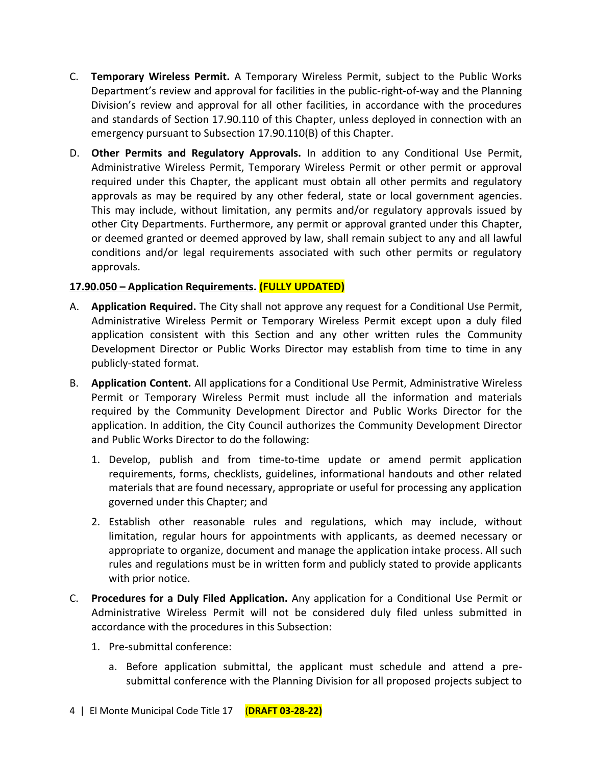C. **Temporary Wireless Permit.** A Temporary Wireless Permit, subject to the Public Works Department's review and approval for facilities in the public-right-of-way and the Planning Division's review and approval for all other facilities, in accordance with the procedures and standards of Section 17.90.110 of this Chapter, unless deployed in connection with an emergency pursuant to Subsection 17.90.110(B) of this Chapter.

D. **Other Permits and Regulatory Approvals.** In addition to any Conditional Use Permit, Administrative Wireless Permit, Temporary Wireless Permit or other permit or approval required under this Chapter, the applicant must obtain all other permits and regulatory approvals as may be required by any other federal, state or local government agencies. This may include, without limitation, any permits and/or regulatory approvals issued by other City Departments. Furthermore, any permit or approval granted under this Chapter, or deemed granted or deemed approved by law, shall remain subject to any and all lawful conditions and/or legal requirements associated with such other permits or regulatory approvals.

**17.90.050 – Application Requirements. (FULLY UPDATED)**

A. **Application Required.** The City shall not approve any request for a Conditional Use Permit, Administrative Wireless Permit or Temporary Wireless Permit except upon a duly filed application consistent with this Section and any other written rules the Community Development Director or Public Works Director may establish from time to time in any publicly-stated format.

B. **Application Content.** All applications for a Conditional Use Permit, Administrative Wireless Permit or Temporary Wireless Permit must include all the information and materials required by the Community Development Director and Public Works Director for the application. In addition, the City Council authorizes the Community Development Director and Public Works Director to do the following:

   1. Develop, publish and from time-to-time update or amend permit application requirements, forms, checklists, guidelines, informational handouts and other related materials that are found necessary, appropriate or useful for processing any application governed under this Chapter; and

   2. Establish other reasonable rules and regulations, which may include, without limitation, regular hours for appointments with applicants, as deemed necessary or appropriate to organize, document and manage the application intake process. All such rules and regulations must be in written form and publicly stated to provide applicants with prior notice.

C. **Procedures for a Duly Filed Application.** Any application for a Conditional Use Permit or Administrative Wireless Permit will not be considered duly filed unless submitted in accordance with the procedures in this Subsection:

   1. Pre-submittal conference:

      a. Before application submittal, the applicant must schedule and attend a pre-submittal conference with the Planning Division for all proposed projects subject to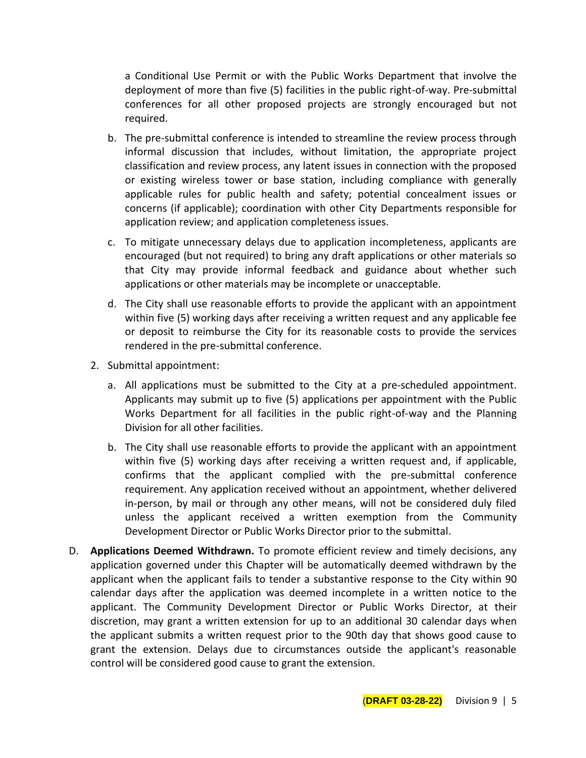a Conditional Use Permit or with the Public Works Department that involve the deployment of more than five (5) facilities in the public right-of-way. Pre-submittal conferences for all other proposed projects are strongly encouraged but not required.

   b. The pre-submittal conference is intended to streamline the review process through informal discussion that includes, without limitation, the appropriate project classification and review process, any latent issues in connection with the proposed or existing wireless tower or base station, including compliance with generally applicable rules for public health and safety; potential concealment issues or concerns (if applicable); coordination with other City Departments responsible for application review; and application completeness issues.

   c. To mitigate unnecessary delays due to application incompleteness, applicants are encouraged (but not required) to bring any draft applications or other materials so that City may provide informal feedback and guidance about whether such applications or other materials may be incomplete or unacceptable.

   d. The City shall use reasonable efforts to provide the applicant with an appointment within five (5) working days after receiving a written request and any applicable fee or deposit to reimburse the City for its reasonable costs to provide the services rendered in the pre-submittal conference.

2. Submittal appointment:

   a. All applications must be submitted to the City at a pre-scheduled appointment. Applicants may submit up to five (5) applications per appointment with the Public Works Department for all facilities in the public right-of-way and the Planning Division for all other facilities.

   b. The City shall use reasonable efforts to provide the applicant with an appointment within five (5) working days after receiving a written request and, if applicable, confirms that the applicant complied with the pre-submittal conference requirement. Any application received without an appointment, whether delivered in-person, by mail or through any other means, will not be considered duly filed unless the applicant received a written exemption from the Community Development Director or Public Works Director prior to the submittal.

D. **Applications Deemed Withdrawn.** To promote efficient review and timely decisions, any application governed under this Chapter will be automatically deemed withdrawn by the applicant when the applicant fails to tender a substantive response to the City within 90 calendar days after the application was deemed incomplete in a written notice to the applicant. The Community Development Director or Public Works Director, at their discretion, may grant a written extension for up to an additional 30 calendar days when the applicant submits a written request prior to the 90th day that shows good cause to grant the extension. Delays due to circumstances outside the applicant's reasonable control will be considered good cause to grant the extension.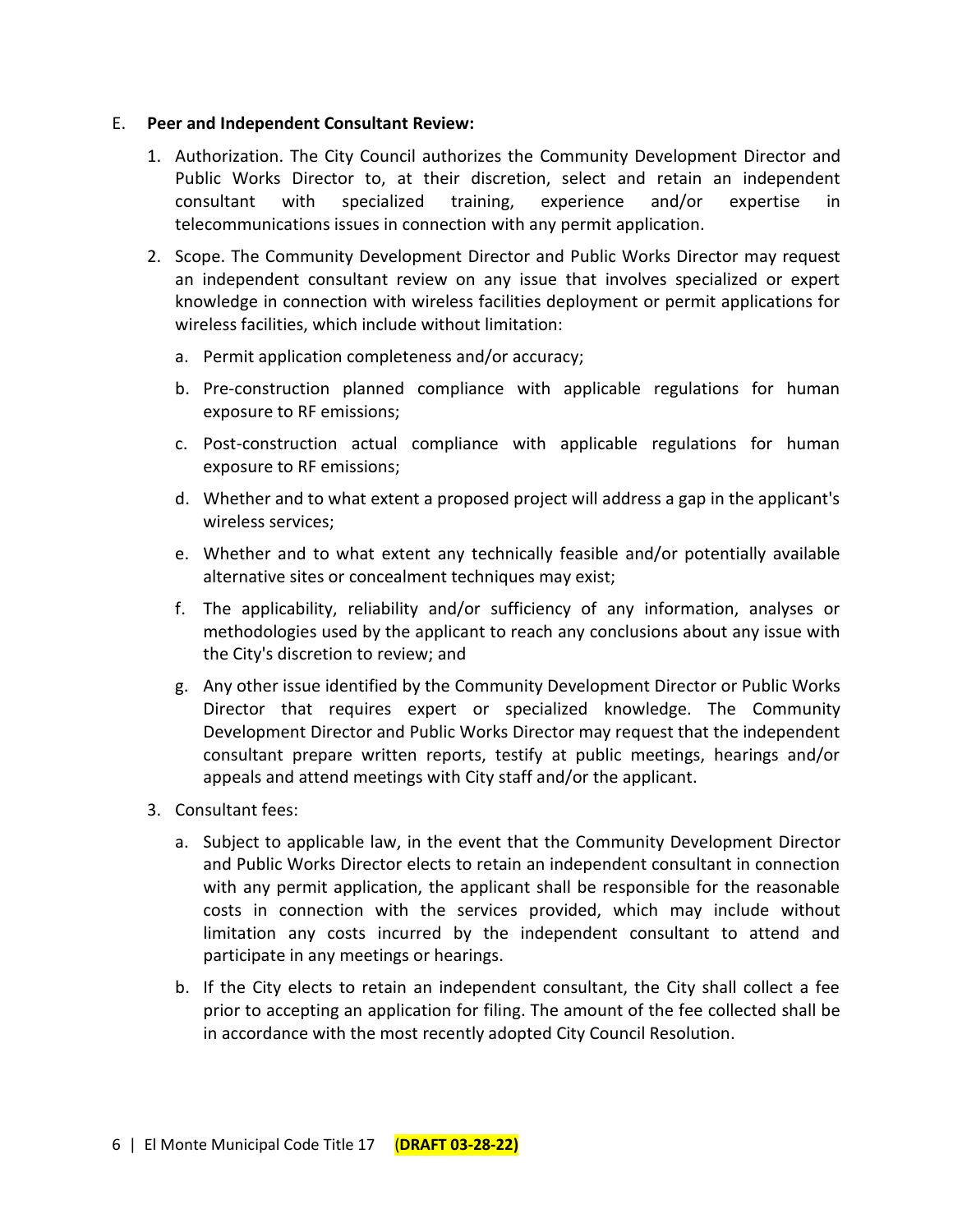E. **Peer and Independent Consultant Review:**

1. Authorization. The City Council authorizes the Community Development Director and Public Works Director to, at their discretion, select and retain an independent consultant with specialized training, experience and/or expertise in telecommunications issues in connection with any permit application.

2. Scope. The Community Development Director and Public Works Director may request an independent consultant review on any issue that involves specialized or expert knowledge in connection with wireless facilities deployment or permit applications for wireless facilities, which include without limitation:

   a. Permit application completeness and/or accuracy;

   b. Pre-construction planned compliance with applicable regulations for human exposure to RF emissions;

   c. Post-construction actual compliance with applicable regulations for human exposure to RF emissions;

   d. Whether and to what extent a proposed project will address a gap in the applicant's wireless services;

   e. Whether and to what extent any technically feasible and/or potentially available alternative sites or concealment techniques may exist;

   f. The applicability, reliability and/or sufficiency of any information, analyses or methodologies used by the applicant to reach any conclusions about any issue with the City's discretion to review; and

   g. Any other issue identified by the Community Development Director or Public Works Director that requires expert or specialized knowledge. The Community Development Director and Public Works Director may request that the independent consultant prepare written reports, testify at public meetings, hearings and/or appeals and attend meetings with City staff and/or the applicant.

3. Consultant fees:

   a. Subject to applicable law, in the event that the Community Development Director and Public Works Director elects to retain an independent consultant in connection with any permit application, the applicant shall be responsible for the reasonable costs in connection with the services provided, which may include without limitation any costs incurred by the independent consultant to attend and participate in any meetings or hearings.

   b. If the City elects to retain an independent consultant, the City shall collect a fee prior to accepting an application for filing. The amount of the fee collected shall be in accordance with the most recently adopted City Council Resolution.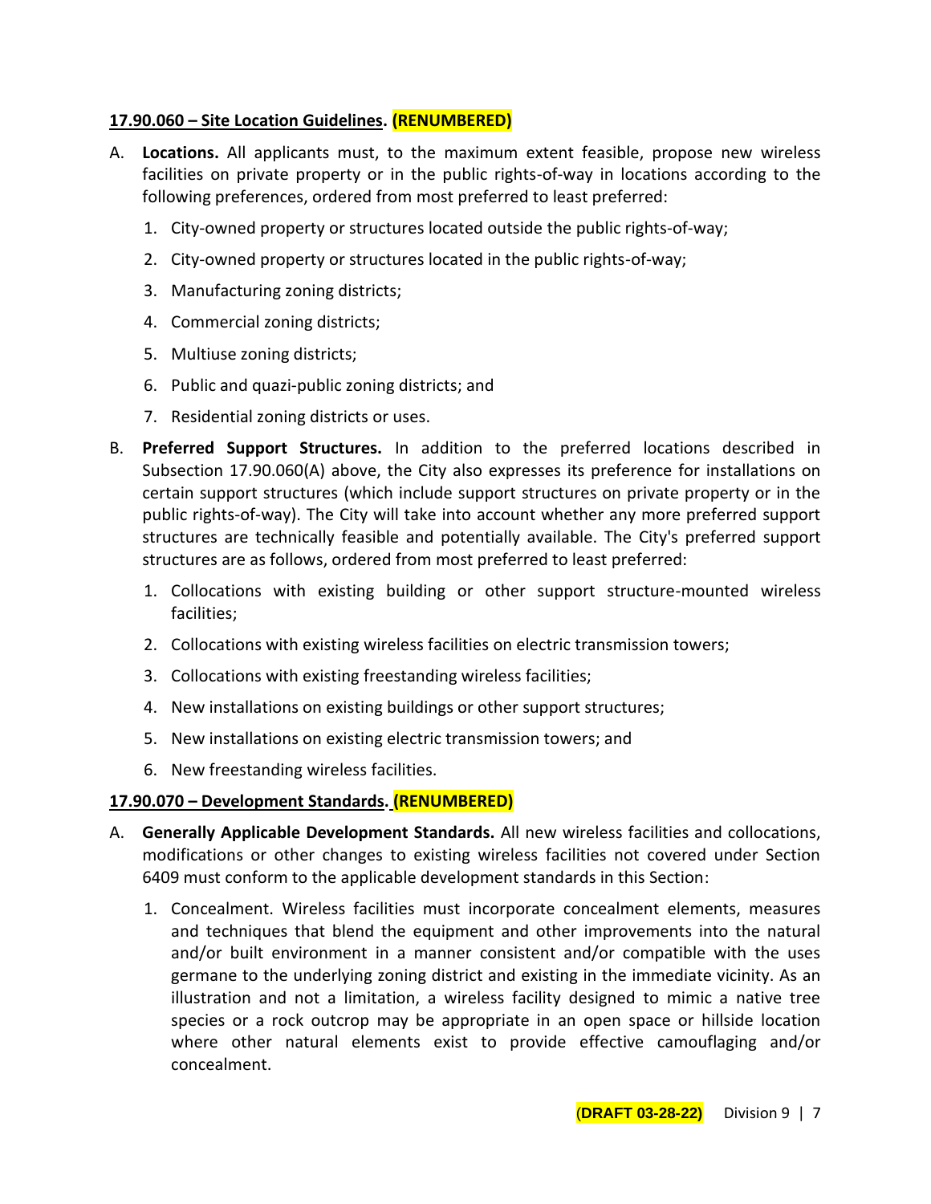**17.90.060 – Site Location Guidelines. (RENUMBERED)**

A. **Locations.** All applicants must, to the maximum extent feasible, propose new wireless facilities on private property or in the public rights-of-way in locations according to the following preferences, ordered from most preferred to least preferred:

   1. City-owned property or structures located outside the public rights-of-way;
   2. City-owned property or structures located in the public rights-of-way;
   3. Manufacturing zoning districts;
   4. Commercial zoning districts;
   5. Multiuse zoning districts;
   6. Public and quazi-public zoning districts; and
   7. Residential zoning districts or uses.

B. **Preferred Support Structures.** In addition to the preferred locations described in Subsection 17.90.060(A) above, the City also expresses its preference for installations on certain support structures (which include support structures on private property or in the public rights-of-way). The City will take into account whether any more preferred support structures are technically feasible and potentially available. The City's preferred support structures are as follows, ordered from most preferred to least preferred:

   1. Collocations with existing building or other support structure-mounted wireless facilities;
   2. Collocations with existing wireless facilities on electric transmission towers;
   3. Collocations with existing freestanding wireless facilities;
   4. New installations on existing buildings or other support structures;
   5. New installations on existing electric transmission towers; and
   6. New freestanding wireless facilities.

**17.90.070 – Development Standards. (RENUMBERED)**

A. **Generally Applicable Development Standards.** All new wireless facilities and collocations, modifications or other changes to existing wireless facilities not covered under Section 6409 must conform to the applicable development standards in this Section:

   1. Concealment. Wireless facilities must incorporate concealment elements, measures and techniques that blend the equipment and other improvements into the natural and/or built environment in a manner consistent and/or compatible with the uses germane to the underlying zoning district and existing in the immediate vicinity. As an illustration and not a limitation, a wireless facility designed to mimic a native tree species or a rock outcrop may be appropriate in an open space or hillside location where other natural elements exist to provide effective camouflaging and/or concealment.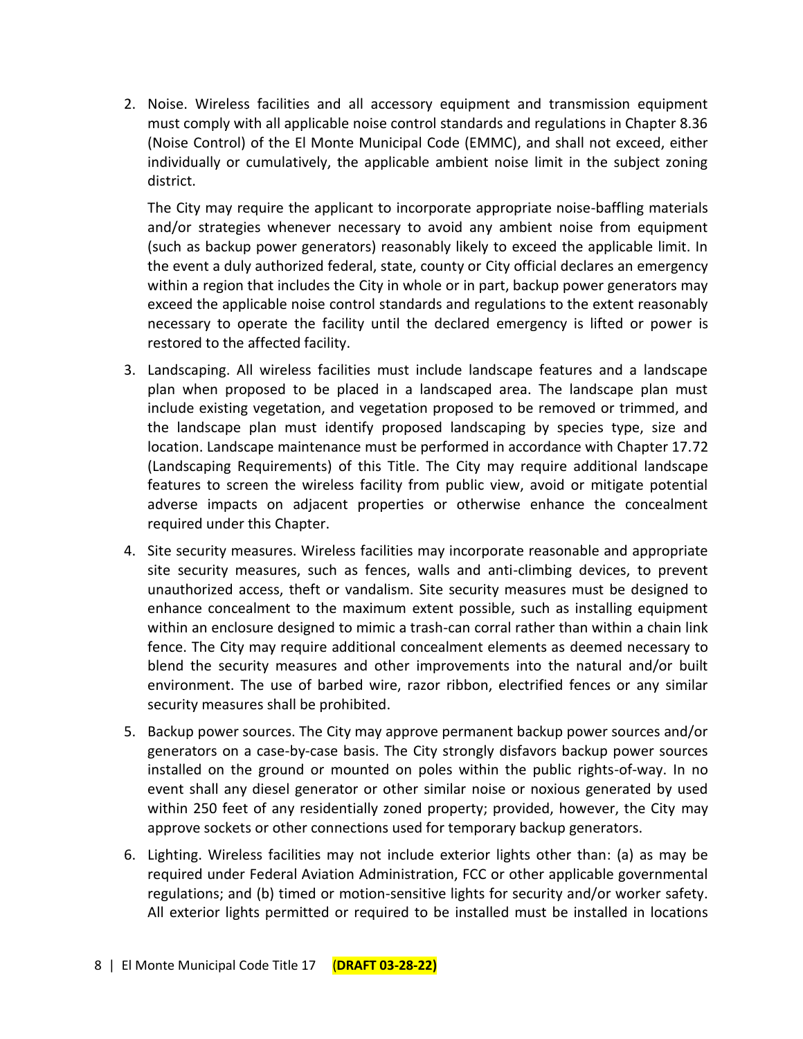2. Noise. Wireless facilities and all accessory equipment and transmission equipment must comply with all applicable noise control standards and regulations in Chapter 8.36 (Noise Control) of the El Monte Municipal Code (EMMC), and shall not exceed, either individually or cumulatively, the applicable ambient noise limit in the subject zoning district.

   The City may require the applicant to incorporate appropriate noise-baffling materials and/or strategies whenever necessary to avoid any ambient noise from equipment (such as backup power generators) reasonably likely to exceed the applicable limit. In the event a duly authorized federal, state, county or City official declares an emergency within a region that includes the City in whole or in part, backup power generators may exceed the applicable noise control standards and regulations to the extent reasonably necessary to operate the facility until the declared emergency is lifted or power is restored to the affected facility.

3. Landscaping. All wireless facilities must include landscape features and a landscape plan when proposed to be placed in a landscaped area. The landscape plan must include existing vegetation, and vegetation proposed to be removed or trimmed, and the landscape plan must identify proposed landscaping by species type, size and location. Landscape maintenance must be performed in accordance with Chapter 17.72 (Landscaping Requirements) of this Title. The City may require additional landscape features to screen the wireless facility from public view, avoid or mitigate potential adverse impacts on adjacent properties or otherwise enhance the concealment required under this Chapter.

4. Site security measures. Wireless facilities may incorporate reasonable and appropriate site security measures, such as fences, walls and anti-climbing devices, to prevent unauthorized access, theft or vandalism. Site security measures must be designed to enhance concealment to the maximum extent possible, such as installing equipment within an enclosure designed to mimic a trash-can corral rather than within a chain link fence. The City may require additional concealment elements as deemed necessary to blend the security measures and other improvements into the natural and/or built environment. The use of barbed wire, razor ribbon, electrified fences or any similar security measures shall be prohibited.

5. Backup power sources. The City may approve permanent backup power sources and/or generators on a case-by-case basis. The City strongly disfavors backup power sources installed on the ground or mounted on poles within the public rights-of-way. In no event shall any diesel generator or other similar noise or noxious generated by used within 250 feet of any residentially zoned property; provided, however, the City may approve sockets or other connections used for temporary backup generators.

6. Lighting. Wireless facilities may not include exterior lights other than: (a) as may be required under Federal Aviation Administration, FCC or other applicable governmental regulations; and (b) timed or motion-sensitive lights for security and/or worker safety. All exterior lights permitted or required to be installed must be installed in locations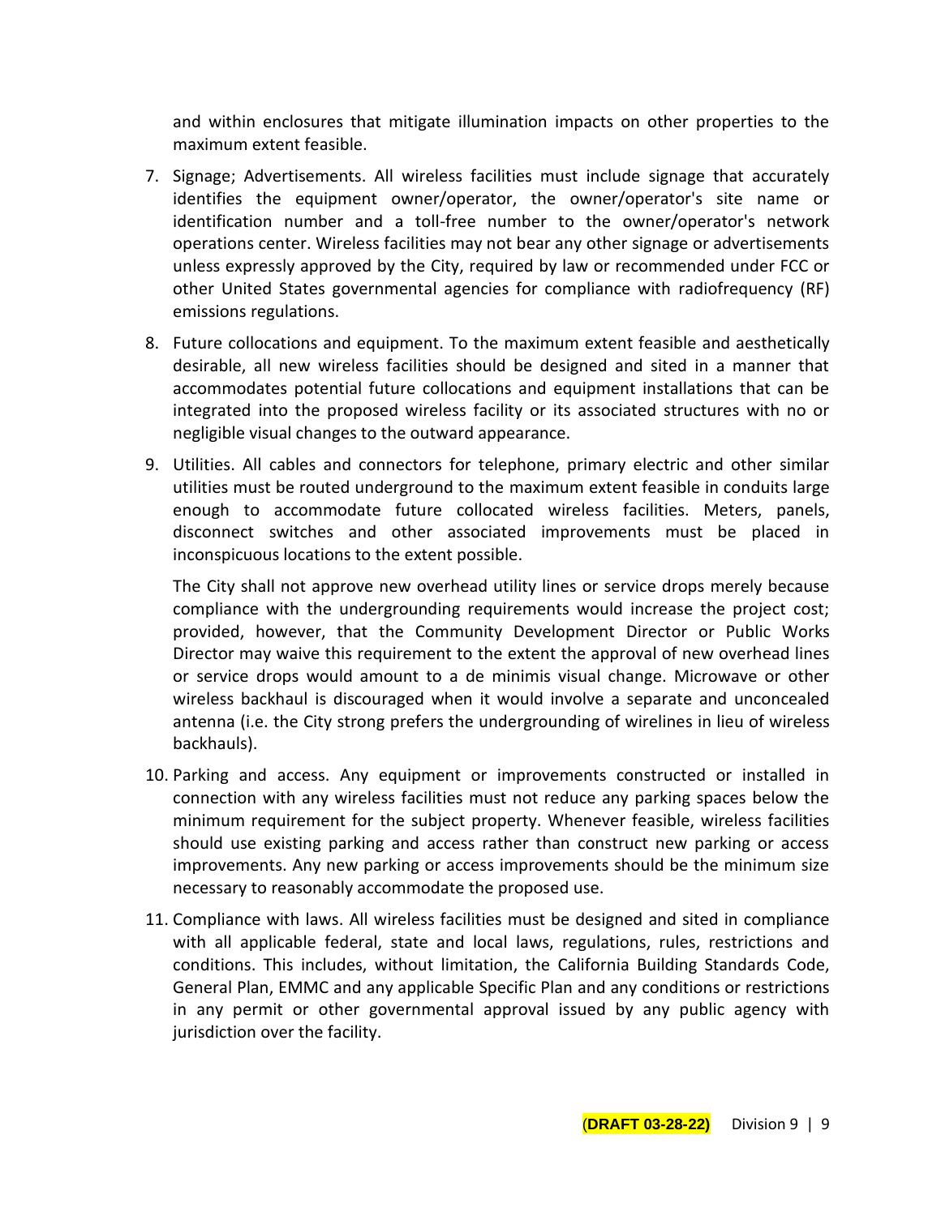and within enclosures that mitigate illumination impacts on other properties to the maximum extent feasible.

7. Signage; Advertisements. All wireless facilities must include signage that accurately identifies the equipment owner/operator, the owner/operator's site name or identification number and a toll-free number to the owner/operator's network operations center. Wireless facilities may not bear any other signage or advertisements unless expressly approved by the City, required by law or recommended under FCC or other United States governmental agencies for compliance with radiofrequency (RF) emissions regulations.

8. Future collocations and equipment. To the maximum extent feasible and aesthetically desirable, all new wireless facilities should be designed and sited in a manner that accommodates potential future collocations and equipment installations that can be integrated into the proposed wireless facility or its associated structures with no or negligible visual changes to the outward appearance.

9. Utilities. All cables and connectors for telephone, primary electric and other similar utilities must be routed underground to the maximum extent feasible in conduits large enough to accommodate future collocated wireless facilities. Meters, panels, disconnect switches and other associated improvements must be placed in inconspicuous locations to the extent possible.

   The City shall not approve new overhead utility lines or service drops merely because compliance with the undergrounding requirements would increase the project cost; provided, however, that the Community Development Director or Public Works Director may waive this requirement to the extent the approval of new overhead lines or service drops would amount to a de minimis visual change. Microwave or other wireless backhaul is discouraged when it would involve a separate and unconcealed antenna (i.e. the City strong prefers the undergrounding of wirelines in lieu of wireless backhauls).

10. Parking and access. Any equipment or improvements constructed or installed in connection with any wireless facilities must not reduce any parking spaces below the minimum requirement for the subject property. Whenever feasible, wireless facilities should use existing parking and access rather than construct new parking or access improvements. Any new parking or access improvements should be the minimum size necessary to reasonably accommodate the proposed use.

11. Compliance with laws. All wireless facilities must be designed and sited in compliance with all applicable federal, state and local laws, regulations, rules, restrictions and conditions. This includes, without limitation, the California Building Standards Code, General Plan, EMMC and any applicable Specific Plan and any conditions or restrictions in any permit or other governmental approval issued by any public agency with jurisdiction over the facility.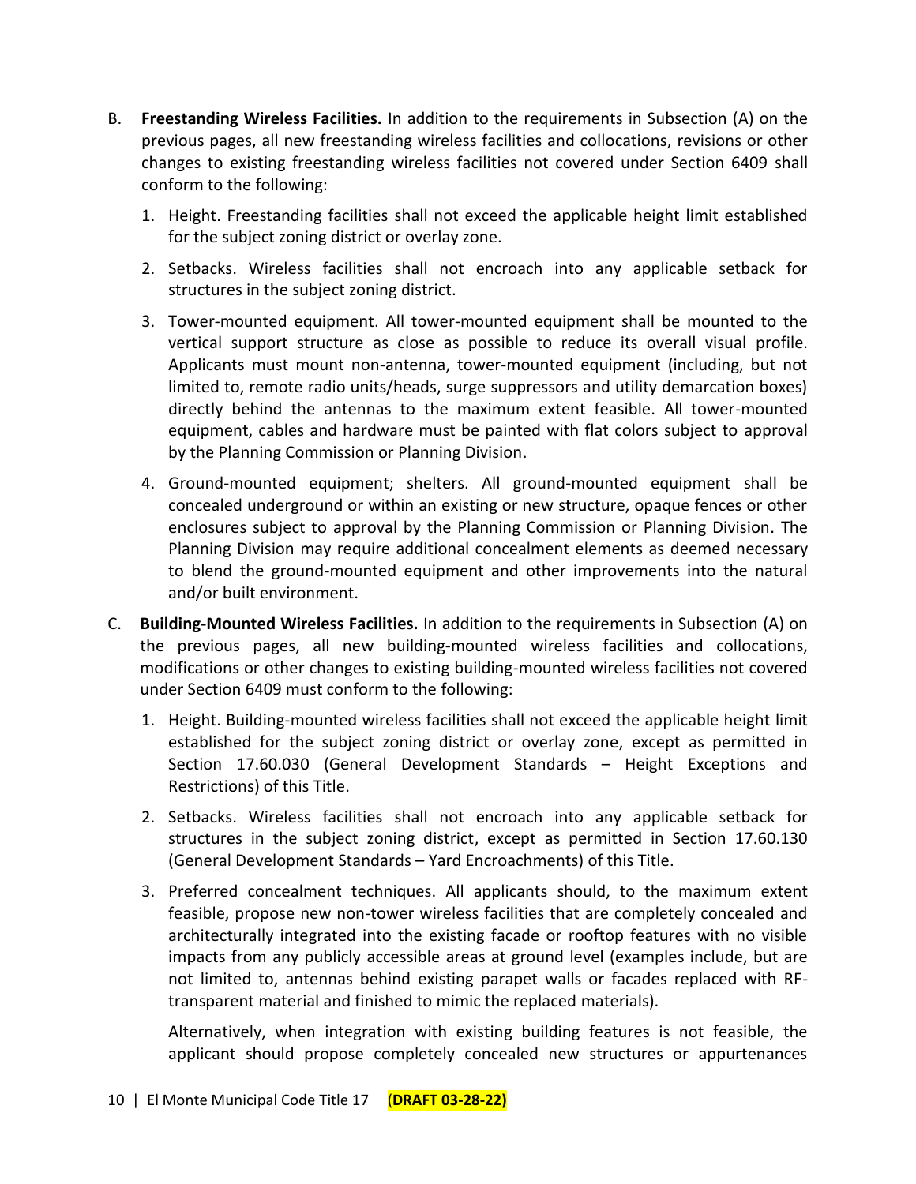B. **Freestanding Wireless Facilities.** In addition to the requirements in Subsection (A) on the previous pages, all new freestanding wireless facilities and collocations, revisions or other changes to existing freestanding wireless facilities not covered under Section 6409 shall conform to the following:

   1. Height. Freestanding facilities shall not exceed the applicable height limit established for the subject zoning district or overlay zone.

   2. Setbacks. Wireless facilities shall not encroach into any applicable setback for structures in the subject zoning district.

   3. Tower-mounted equipment. All tower-mounted equipment shall be mounted to the vertical support structure as close as possible to reduce its overall visual profile. Applicants must mount non-antenna, tower-mounted equipment (including, but not limited to, remote radio units/heads, surge suppressors and utility demarcation boxes) directly behind the antennas to the maximum extent feasible. All tower-mounted equipment, cables and hardware must be painted with flat colors subject to approval by the Planning Commission or Planning Division.

   4. Ground-mounted equipment; shelters. All ground-mounted equipment shall be concealed underground or within an existing or new structure, opaque fences or other enclosures subject to approval by the Planning Commission or Planning Division. The Planning Division may require additional concealment elements as deemed necessary to blend the ground-mounted equipment and other improvements into the natural and/or built environment.

C. **Building-Mounted Wireless Facilities.** In addition to the requirements in Subsection (A) on the previous pages, all new building-mounted wireless facilities and collocations, modifications or other changes to existing building-mounted wireless facilities not covered under Section 6409 must conform to the following:

   1. Height. Building-mounted wireless facilities shall not exceed the applicable height limit established for the subject zoning district or overlay zone, except as permitted in Section 17.60.030 (General Development Standards – Height Exceptions and Restrictions) of this Title.

   2. Setbacks. Wireless facilities shall not encroach into any applicable setback for structures in the subject zoning district, except as permitted in Section 17.60.130 (General Development Standards – Yard Encroachments) of this Title.

   3. Preferred concealment techniques. All applicants should, to the maximum extent feasible, propose new non-tower wireless facilities that are completely concealed and architecturally integrated into the existing facade or rooftop features with no visible impacts from any publicly accessible areas at ground level (examples include, but are not limited to, antennas behind existing parapet walls or facades replaced with RF-transparent material and finished to mimic the replaced materials).

      Alternatively, when integration with existing building features is not feasible, the applicant should propose completely concealed new structures or appurtenances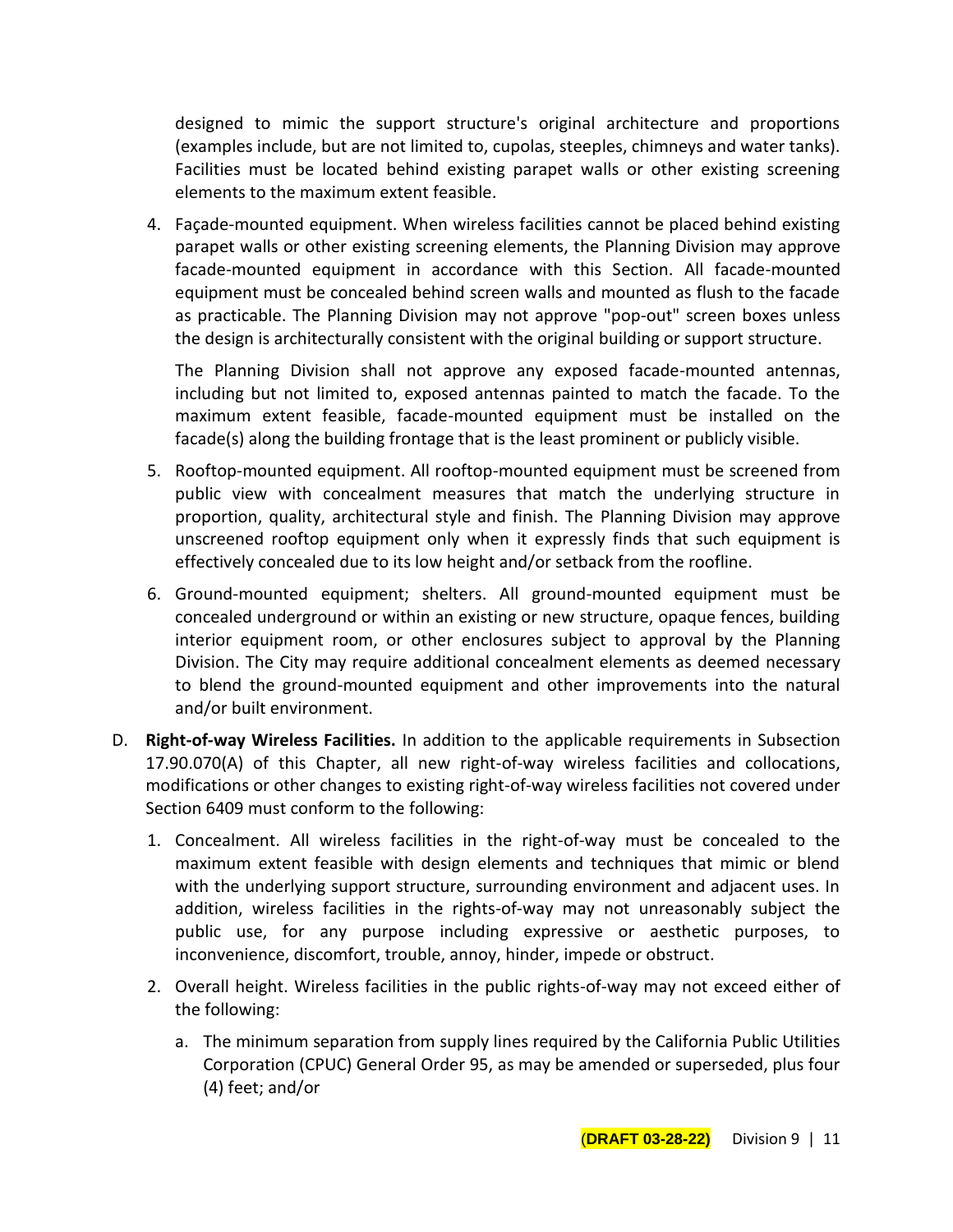designed to mimic the support structure's original architecture and proportions (examples include, but are not limited to, cupolas, steeples, chimneys and water tanks). Facilities must be located behind existing parapet walls or other existing screening elements to the maximum extent feasible.

4. Façade-mounted equipment. When wireless facilities cannot be placed behind existing parapet walls or other existing screening elements, the Planning Division may approve facade-mounted equipment in accordance with this Section. All facade-mounted equipment must be concealed behind screen walls and mounted as flush to the facade as practicable. The Planning Division may not approve "pop-out" screen boxes unless the design is architecturally consistent with the original building or support structure.

   The Planning Division shall not approve any exposed facade-mounted antennas, including but not limited to, exposed antennas painted to match the facade. To the maximum extent feasible, facade-mounted equipment must be installed on the facade(s) along the building frontage that is the least prominent or publicly visible.

5. Rooftop-mounted equipment. All rooftop-mounted equipment must be screened from public view with concealment measures that match the underlying structure in proportion, quality, architectural style and finish. The Planning Division may approve unscreened rooftop equipment only when it expressly finds that such equipment is effectively concealed due to its low height and/or setback from the roofline.

6. Ground-mounted equipment; shelters. All ground-mounted equipment must be concealed underground or within an existing or new structure, opaque fences, building interior equipment room, or other enclosures subject to approval by the Planning Division. The City may require additional concealment elements as deemed necessary to blend the ground-mounted equipment and other improvements into the natural and/or built environment.

D. **Right-of-way Wireless Facilities.** In addition to the applicable requirements in Subsection 17.90.070(A) of this Chapter, all new right-of-way wireless facilities and collocations, modifications or other changes to existing right-of-way wireless facilities not covered under Section 6409 must conform to the following:

   1. Concealment. All wireless facilities in the right-of-way must be concealed to the maximum extent feasible with design elements and techniques that mimic or blend with the underlying support structure, surrounding environment and adjacent uses. In addition, wireless facilities in the rights-of-way may not unreasonably subject the public use, for any purpose including expressive or aesthetic purposes, to inconvenience, discomfort, trouble, annoy, hinder, impede or obstruct.

   2. Overall height. Wireless facilities in the public rights-of-way may not exceed either of the following:

      a. The minimum separation from supply lines required by the California Public Utilities Corporation (CPUC) General Order 95, as may be amended or superseded, plus four (4) feet; and/or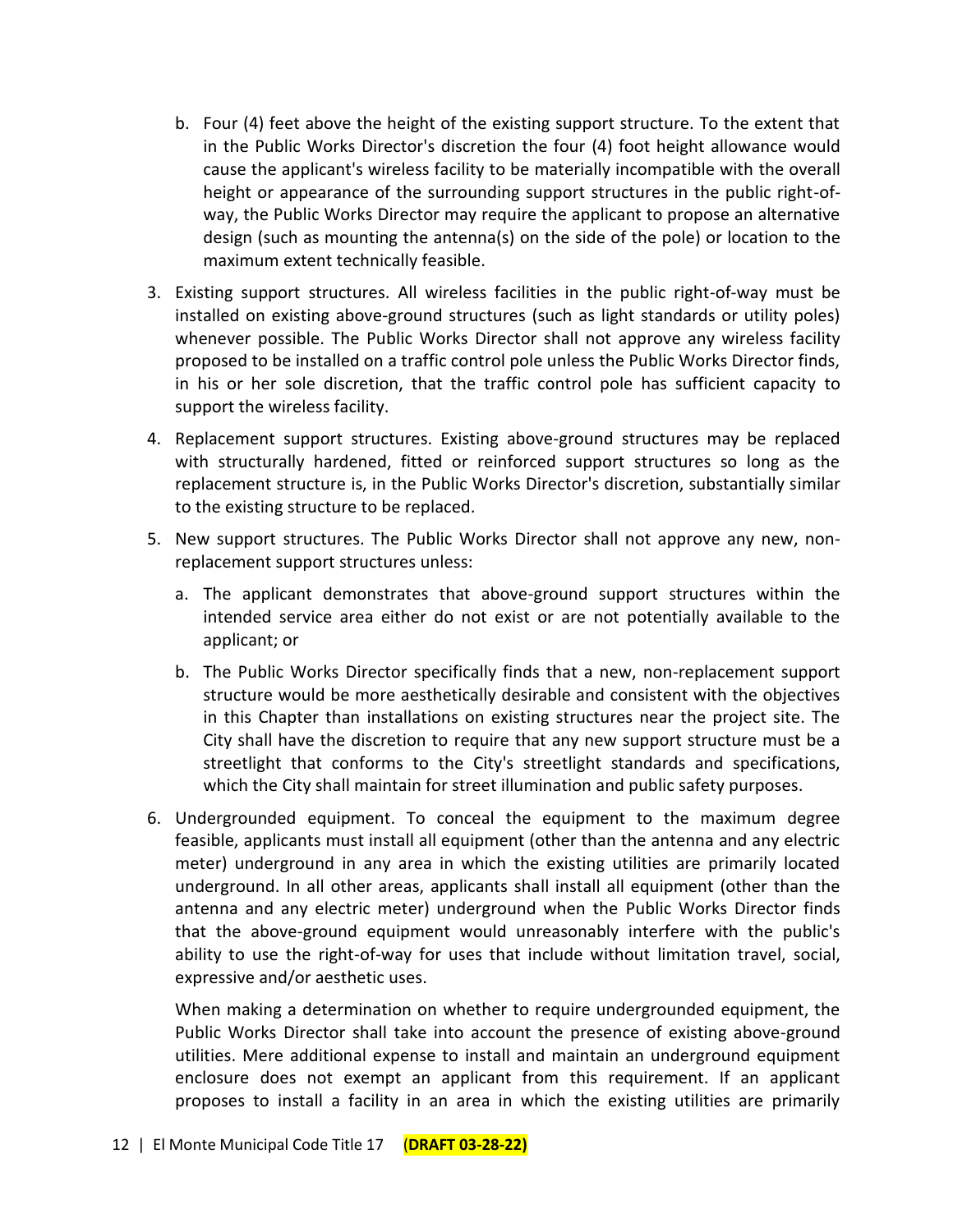b. Four (4) feet above the height of the existing support structure. To the extent that in the Public Works Director's discretion the four (4) foot height allowance would cause the applicant's wireless facility to be materially incompatible with the overall height or appearance of the surrounding support structures in the public right-of-way, the Public Works Director may require the applicant to propose an alternative design (such as mounting the antenna(s) on the side of the pole) or location to the maximum extent technically feasible.

3. Existing support structures. All wireless facilities in the public right-of-way must be installed on existing above-ground structures (such as light standards or utility poles) whenever possible. The Public Works Director shall not approve any wireless facility proposed to be installed on a traffic control pole unless the Public Works Director finds, in his or her sole discretion, that the traffic control pole has sufficient capacity to support the wireless facility.

4. Replacement support structures. Existing above-ground structures may be replaced with structurally hardened, fitted or reinforced support structures so long as the replacement structure is, in the Public Works Director's discretion, substantially similar to the existing structure to be replaced.

5. New support structures. The Public Works Director shall not approve any new, non-replacement support structures unless:

   a. The applicant demonstrates that above-ground support structures within the intended service area either do not exist or are not potentially available to the applicant; or

   b. The Public Works Director specifically finds that a new, non-replacement support structure would be more aesthetically desirable and consistent with the objectives in this Chapter than installations on existing structures near the project site. The City shall have the discretion to require that any new support structure must be a streetlight that conforms to the City's streetlight standards and specifications, which the City shall maintain for street illumination and public safety purposes.

6. Undergrounded equipment. To conceal the equipment to the maximum degree feasible, applicants must install all equipment (other than the antenna and any electric meter) underground in any area in which the existing utilities are primarily located underground. In all other areas, applicants shall install all equipment (other than the antenna and any electric meter) underground when the Public Works Director finds that the above-ground equipment would unreasonably interfere with the public's ability to use the right-of-way for uses that include without limitation travel, social, expressive and/or aesthetic uses.

   When making a determination on whether to require undergrounded equipment, the Public Works Director shall take into account the presence of existing above-ground utilities. Mere additional expense to install and maintain an underground equipment enclosure does not exempt an applicant from this requirement. If an applicant proposes to install a facility in an area in which the existing utilities are primarily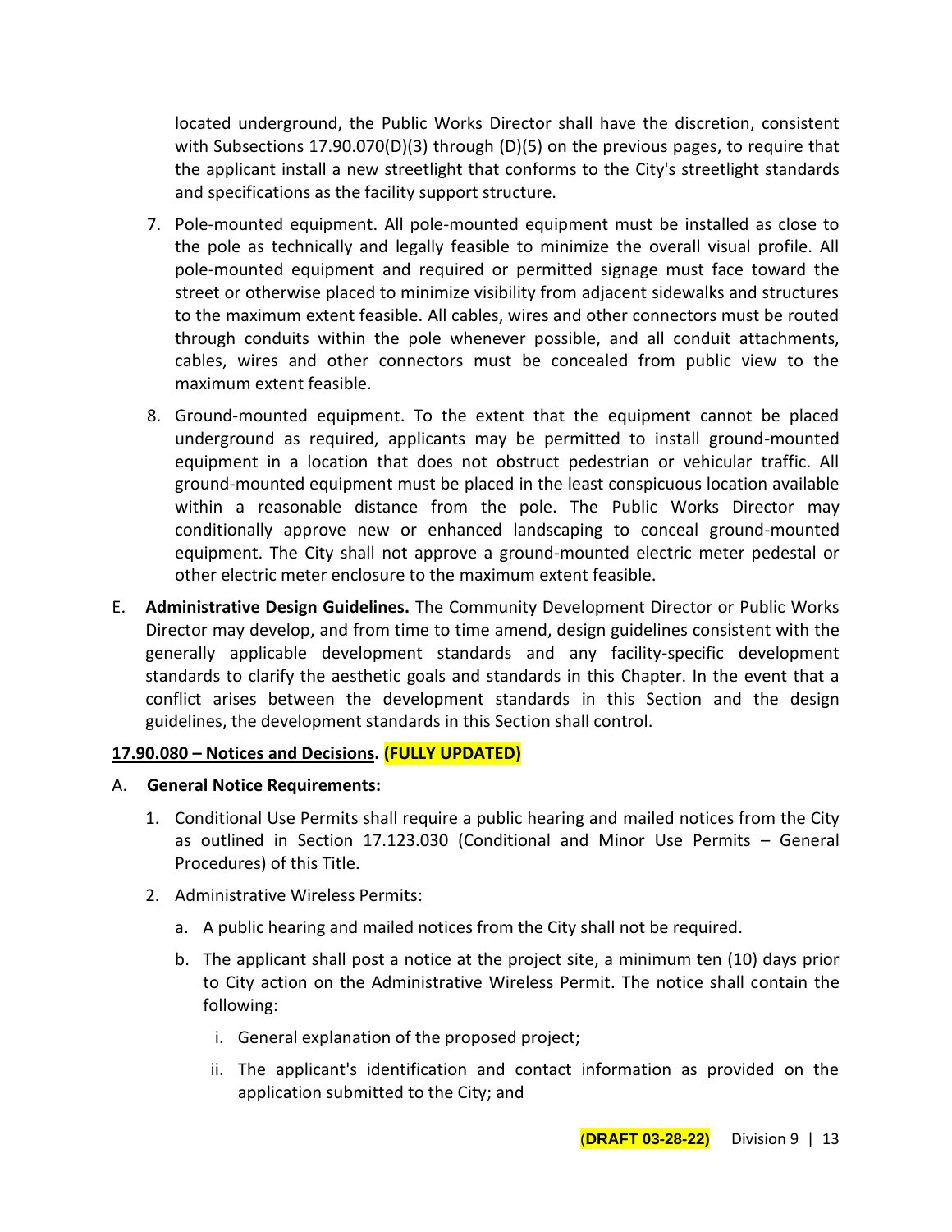located underground, the Public Works Director shall have the discretion, consistent with Subsections 17.90.070(D)(3) through (D)(5) on the previous pages, to require that the applicant install a new streetlight that conforms to the City's streetlight standards and specifications as the facility support structure.

7. Pole-mounted equipment. All pole-mounted equipment must be installed as close to the pole as technically and legally feasible to minimize the overall visual profile. All pole-mounted equipment and required or permitted signage must face toward the street or otherwise placed to minimize visibility from adjacent sidewalks and structures to the maximum extent feasible. All cables, wires and other connectors must be routed through conduits within the pole whenever possible, and all conduit attachments, cables, wires and other connectors must be concealed from public view to the maximum extent feasible.

8. Ground-mounted equipment. To the extent that the equipment cannot be placed underground as required, applicants may be permitted to install ground-mounted equipment in a location that does not obstruct pedestrian or vehicular traffic. All ground-mounted equipment must be placed in the least conspicuous location available within a reasonable distance from the pole. The Public Works Director may conditionally approve new or enhanced landscaping to conceal ground-mounted equipment. The City shall not approve a ground-mounted electric meter pedestal or other electric meter enclosure to the maximum extent feasible.

E. **Administrative Design Guidelines.** The Community Development Director or Public Works Director may develop, and from time to time amend, design guidelines consistent with the generally applicable development standards and any facility-specific development standards to clarify the aesthetic goals and standards in this Chapter. In the event that a conflict arises between the development standards in this Section and the design guidelines, the development standards in this Section shall control.

**17.90.080 – Notices and Decisions. (FULLY UPDATED)**

A. **General Notice Requirements:**

1. Conditional Use Permits shall require a public hearing and mailed notices from the City as outlined in Section 17.123.030 (Conditional and Minor Use Permits – General Procedures) of this Title.

2. Administrative Wireless Permits:

   a. A public hearing and mailed notices from the City shall not be required.

   b. The applicant shall post a notice at the project site, a minimum ten (10) days prior to City action on the Administrative Wireless Permit. The notice shall contain the following:

      i. General explanation of the proposed project;

      ii. The applicant's identification and contact information as provided on the application submitted to the City; and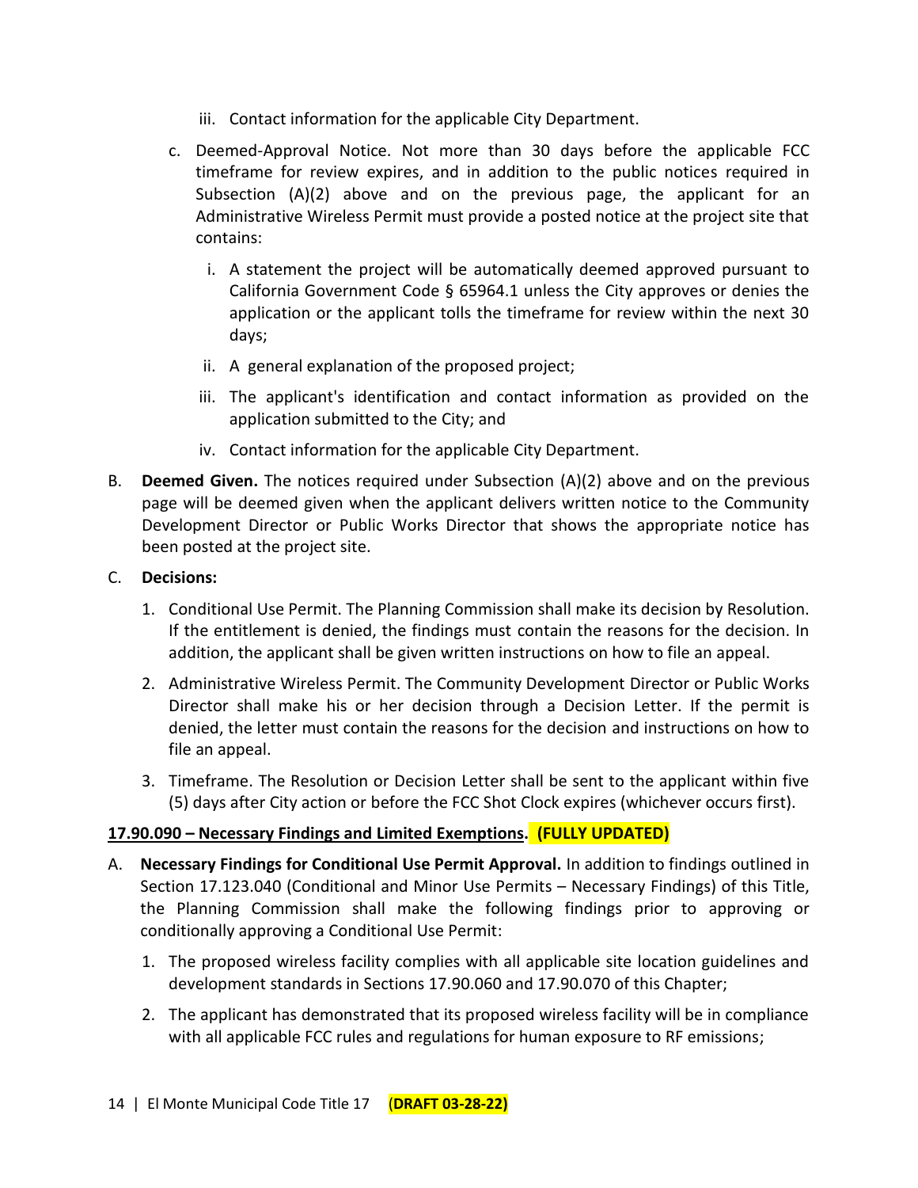iii. Contact information for the applicable City Department.

   c. Deemed-Approval Notice. Not more than 30 days before the applicable FCC timeframe for review expires, and in addition to the public notices required in Subsection (A)(2) above and on the previous page, the applicant for an Administrative Wireless Permit must provide a posted notice at the project site that contains:

      i. A statement the project will be automatically deemed approved pursuant to California Government Code § 65964.1 unless the City approves or denies the application or the applicant tolls the timeframe for review within the next 30 days;

      ii. A general explanation of the proposed project;

      iii. The applicant's identification and contact information as provided on the application submitted to the City; and

      iv. Contact information for the applicable City Department.

B. **Deemed Given.** The notices required under Subsection (A)(2) above and on the previous page will be deemed given when the applicant delivers written notice to the Community Development Director or Public Works Director that shows the appropriate notice has been posted at the project site.

C. **Decisions:**

   1. Conditional Use Permit. The Planning Commission shall make its decision by Resolution. If the entitlement is denied, the findings must contain the reasons for the decision. In addition, the applicant shall be given written instructions on how to file an appeal.

   2. Administrative Wireless Permit. The Community Development Director or Public Works Director shall make his or her decision through a Decision Letter. If the permit is denied, the letter must contain the reasons for the decision and instructions on how to file an appeal.

   3. Timeframe. The Resolution or Decision Letter shall be sent to the applicant within five (5) days after City action or before the FCC Shot Clock expires (whichever occurs first).

**17.90.090 – Necessary Findings and Limited Exemptions. (FULLY UPDATED)**

A. **Necessary Findings for Conditional Use Permit Approval.** In addition to findings outlined in Section 17.123.040 (Conditional and Minor Use Permits – Necessary Findings) of this Title, the Planning Commission shall make the following findings prior to approving or conditionally approving a Conditional Use Permit:

   1. The proposed wireless facility complies with all applicable site location guidelines and development standards in Sections 17.90.060 and 17.90.070 of this Chapter;

   2. The applicant has demonstrated that its proposed wireless facility will be in compliance with all applicable FCC rules and regulations for human exposure to RF emissions;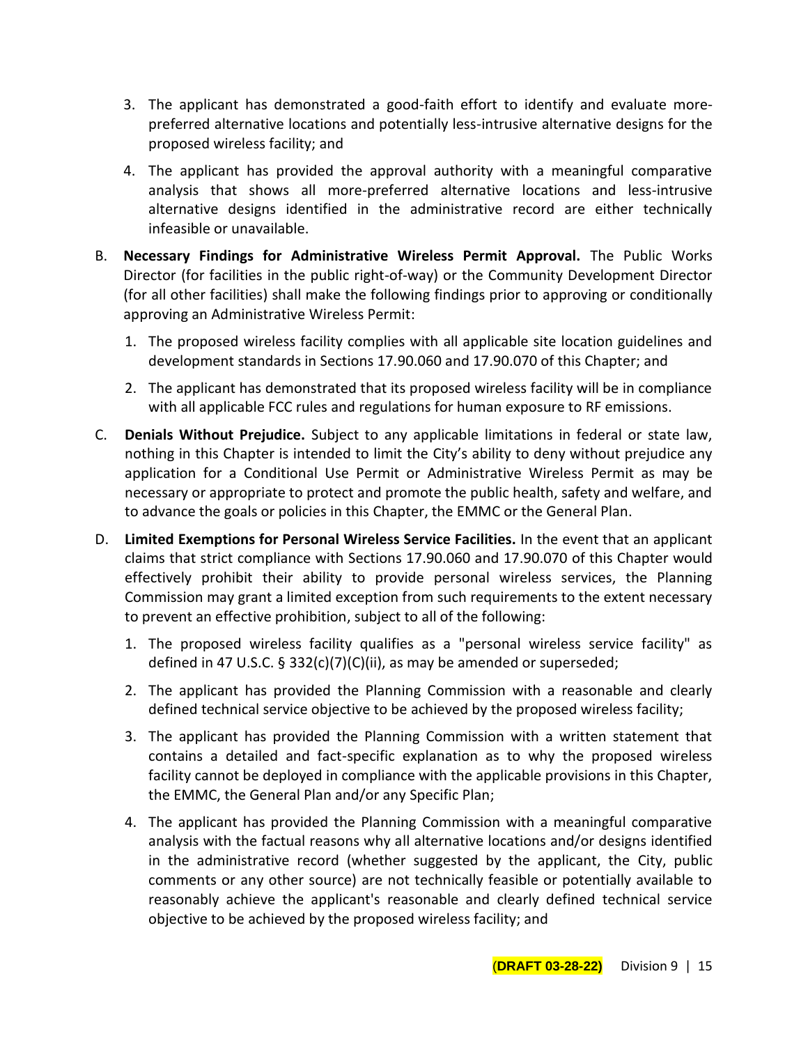3. The applicant has demonstrated a good-faith effort to identify and evaluate more-preferred alternative locations and potentially less-intrusive alternative designs for the proposed wireless facility; and

4. The applicant has provided the approval authority with a meaningful comparative analysis that shows all more-preferred alternative locations and less-intrusive alternative designs identified in the administrative record are either technically infeasible or unavailable.

B. **Necessary Findings for Administrative Wireless Permit Approval.** The Public Works Director (for facilities in the public right-of-way) or the Community Development Director (for all other facilities) shall make the following findings prior to approving or conditionally approving an Administrative Wireless Permit:

   1. The proposed wireless facility complies with all applicable site location guidelines and development standards in Sections 17.90.060 and 17.90.070 of this Chapter; and

   2. The applicant has demonstrated that its proposed wireless facility will be in compliance with all applicable FCC rules and regulations for human exposure to RF emissions.

C. **Denials Without Prejudice.** Subject to any applicable limitations in federal or state law, nothing in this Chapter is intended to limit the City's ability to deny without prejudice any application for a Conditional Use Permit or Administrative Wireless Permit as may be necessary or appropriate to protect and promote the public health, safety and welfare, and to advance the goals or policies in this Chapter, the EMMC or the General Plan.

D. **Limited Exemptions for Personal Wireless Service Facilities.** In the event that an applicant claims that strict compliance with Sections 17.90.060 and 17.90.070 of this Chapter would effectively prohibit their ability to provide personal wireless services, the Planning Commission may grant a limited exception from such requirements to the extent necessary to prevent an effective prohibition, subject to all of the following:

   1. The proposed wireless facility qualifies as a "personal wireless service facility" as defined in 47 U.S.C. § 332(c)(7)(C)(ii), as may be amended or superseded;

   2. The applicant has provided the Planning Commission with a reasonable and clearly defined technical service objective to be achieved by the proposed wireless facility;

   3. The applicant has provided the Planning Commission with a written statement that contains a detailed and fact-specific explanation as to why the proposed wireless facility cannot be deployed in compliance with the applicable provisions in this Chapter, the EMMC, the General Plan and/or any Specific Plan;

   4. The applicant has provided the Planning Commission with a meaningful comparative analysis with the factual reasons why all alternative locations and/or designs identified in the administrative record (whether suggested by the applicant, the City, public comments or any other source) are not technically feasible or potentially available to reasonably achieve the applicant's reasonable and clearly defined technical service objective to be achieved by the proposed wireless facility; and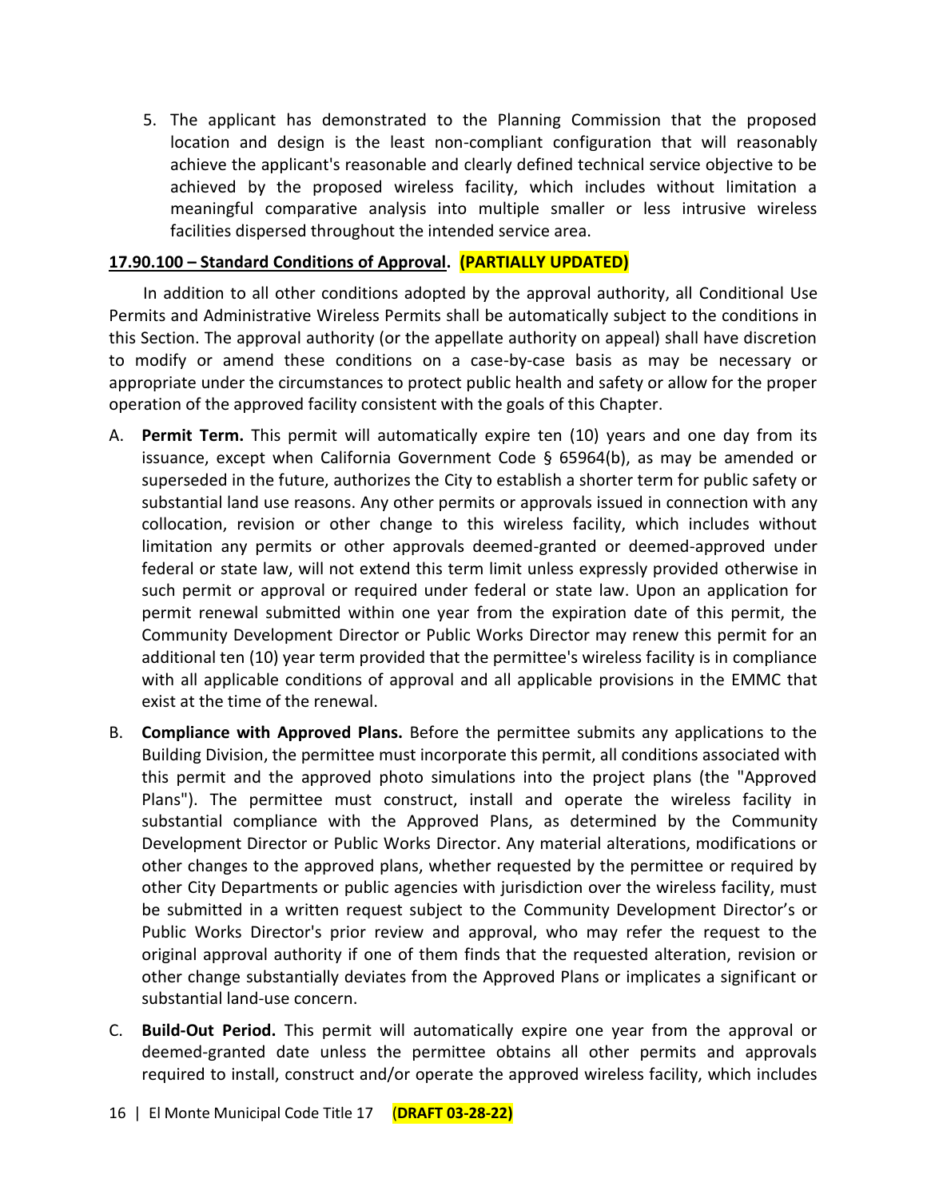5. The applicant has demonstrated to the Planning Commission that the proposed location and design is the least non-compliant configuration that will reasonably achieve the applicant's reasonable and clearly defined technical service objective to be achieved by the proposed wireless facility, which includes without limitation a meaningful comparative analysis into multiple smaller or less intrusive wireless facilities dispersed throughout the intended service area.

**17.90.100 – Standard Conditions of Approval. (PARTIALLY UPDATED)**

In addition to all other conditions adopted by the approval authority, all Conditional Use Permits and Administrative Wireless Permits shall be automatically subject to the conditions in this Section. The approval authority (or the appellate authority on appeal) shall have discretion to modify or amend these conditions on a case-by-case basis as may be necessary or appropriate under the circumstances to protect public health and safety or allow for the proper operation of the approved facility consistent with the goals of this Chapter.

A. **Permit Term.** This permit will automatically expire ten (10) years and one day from its issuance, except when California Government Code § 65964(b), as may be amended or superseded in the future, authorizes the City to establish a shorter term for public safety or substantial land use reasons. Any other permits or approvals issued in connection with any collocation, revision or other change to this wireless facility, which includes without limitation any permits or other approvals deemed-granted or deemed-approved under federal or state law, will not extend this term limit unless expressly provided otherwise in such permit or approval or required under federal or state law. Upon an application for permit renewal submitted within one year from the expiration date of this permit, the Community Development Director or Public Works Director may renew this permit for an additional ten (10) year term provided that the permittee's wireless facility is in compliance with all applicable conditions of approval and all applicable provisions in the EMMC that exist at the time of the renewal.

B. **Compliance with Approved Plans.** Before the permittee submits any applications to the Building Division, the permittee must incorporate this permit, all conditions associated with this permit and the approved photo simulations into the project plans (the "Approved Plans"). The permittee must construct, install and operate the wireless facility in substantial compliance with the Approved Plans, as determined by the Community Development Director or Public Works Director. Any material alterations, modifications or other changes to the approved plans, whether requested by the permittee or required by other City Departments or public agencies with jurisdiction over the wireless facility, must be submitted in a written request subject to the Community Development Director's or Public Works Director's prior review and approval, who may refer the request to the original approval authority if one of them finds that the requested alteration, revision or other change substantially deviates from the Approved Plans or implicates a significant or substantial land-use concern.

C. **Build-Out Period.** This permit will automatically expire one year from the approval or deemed-granted date unless the permittee obtains all other permits and approvals required to install, construct and/or operate the approved wireless facility, which includes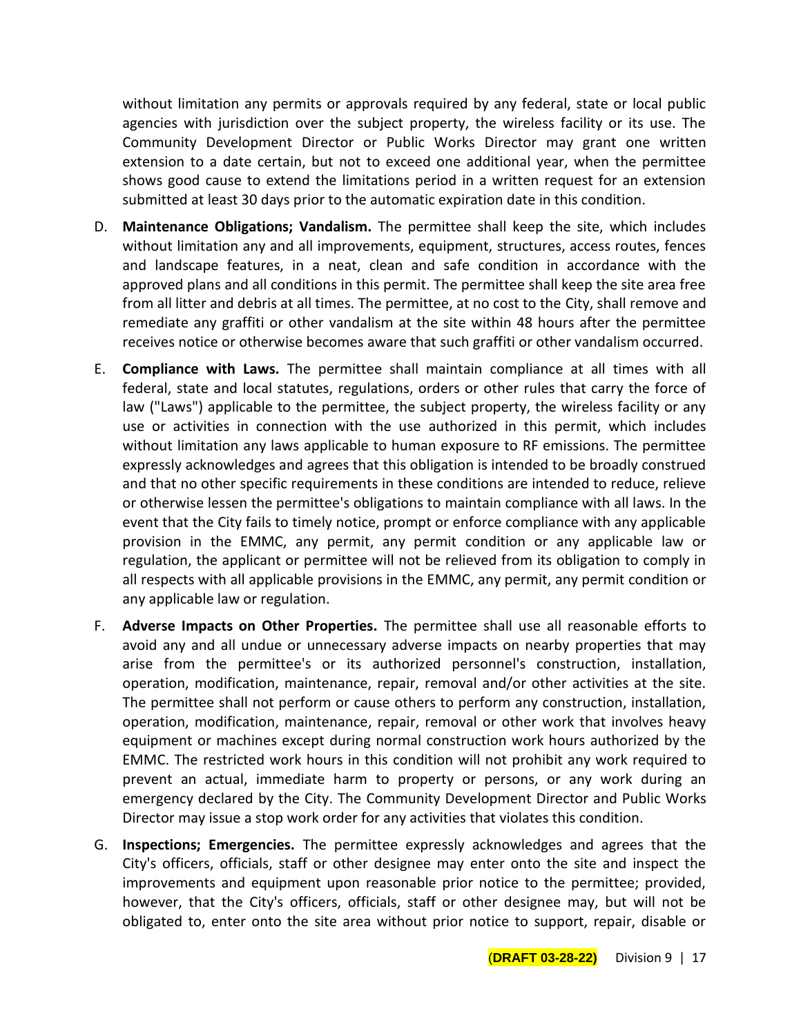without limitation any permits or approvals required by any federal, state or local public agencies with jurisdiction over the subject property, the wireless facility or its use. The Community Development Director or Public Works Director may grant one written extension to a date certain, but not to exceed one additional year, when the permittee shows good cause to extend the limitations period in a written request for an extension submitted at least 30 days prior to the automatic expiration date in this condition.

D. **Maintenance Obligations; Vandalism.** The permittee shall keep the site, which includes without limitation any and all improvements, equipment, structures, access routes, fences and landscape features, in a neat, clean and safe condition in accordance with the approved plans and all conditions in this permit. The permittee shall keep the site area free from all litter and debris at all times. The permittee, at no cost to the City, shall remove and remediate any graffiti or other vandalism at the site within 48 hours after the permittee receives notice or otherwise becomes aware that such graffiti or other vandalism occurred.

E. **Compliance with Laws.** The permittee shall maintain compliance at all times with all federal, state and local statutes, regulations, orders or other rules that carry the force of law ("Laws") applicable to the permittee, the subject property, the wireless facility or any use or activities in connection with the use authorized in this permit, which includes without limitation any laws applicable to human exposure to RF emissions. The permittee expressly acknowledges and agrees that this obligation is intended to be broadly construed and that no other specific requirements in these conditions are intended to reduce, relieve or otherwise lessen the permittee's obligations to maintain compliance with all laws. In the event that the City fails to timely notice, prompt or enforce compliance with any applicable provision in the EMMC, any permit, any permit condition or any applicable law or regulation, the applicant or permittee will not be relieved from its obligation to comply in all respects with all applicable provisions in the EMMC, any permit, any permit condition or any applicable law or regulation.

F. **Adverse Impacts on Other Properties.** The permittee shall use all reasonable efforts to avoid any and all undue or unnecessary adverse impacts on nearby properties that may arise from the permittee's or its authorized personnel's construction, installation, operation, modification, maintenance, repair, removal and/or other activities at the site. The permittee shall not perform or cause others to perform any construction, installation, operation, modification, maintenance, repair, removal or other work that involves heavy equipment or machines except during normal construction work hours authorized by the EMMC. The restricted work hours in this condition will not prohibit any work required to prevent an actual, immediate harm to property or persons, or any work during an emergency declared by the City. The Community Development Director and Public Works Director may issue a stop work order for any activities that violates this condition.

G. **Inspections; Emergencies.** The permittee expressly acknowledges and agrees that the City's officers, officials, staff or other designee may enter onto the site and inspect the improvements and equipment upon reasonable prior notice to the permittee; provided, however, that the City's officers, officials, staff or other designee may, but will not be obligated to, enter onto the site area without prior notice to support, repair, disable or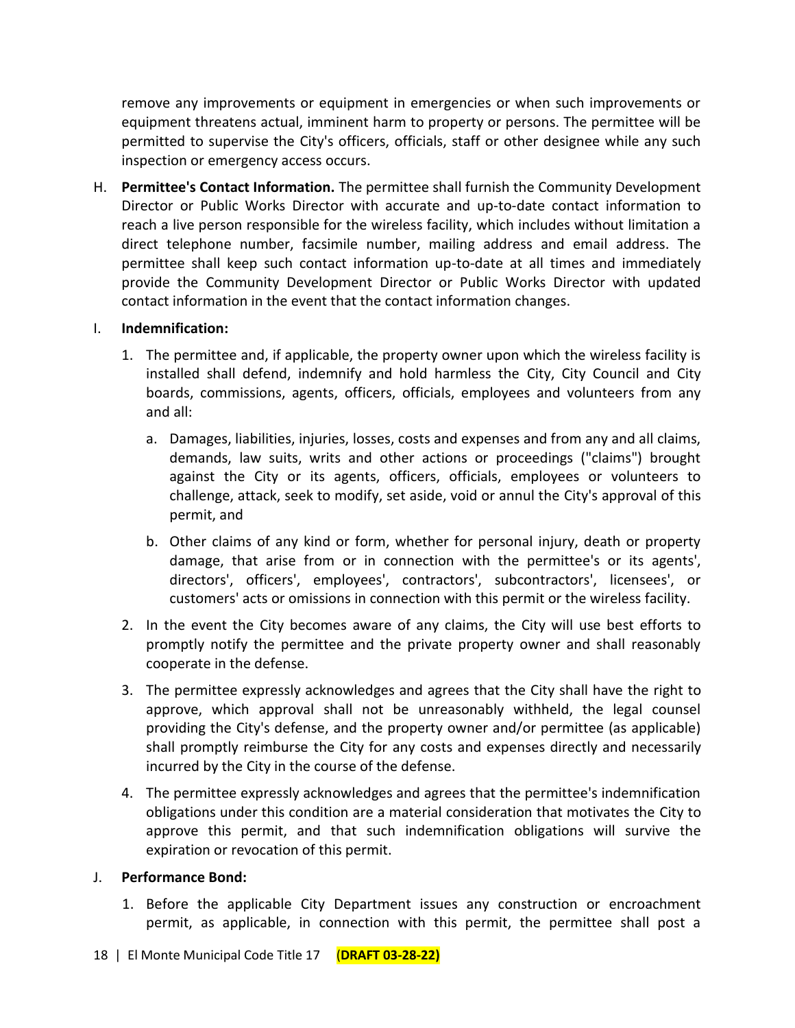remove any improvements or equipment in emergencies or when such improvements or equipment threatens actual, imminent harm to property or persons. The permittee will be permitted to supervise the City's officers, officials, staff or other designee while any such inspection or emergency access occurs.

H. **Permittee's Contact Information.** The permittee shall furnish the Community Development Director or Public Works Director with accurate and up-to-date contact information to reach a live person responsible for the wireless facility, which includes without limitation a direct telephone number, facsimile number, mailing address and email address. The permittee shall keep such contact information up-to-date at all times and immediately provide the Community Development Director or Public Works Director with updated contact information in the event that the contact information changes.

I. **Indemnification:**

1. The permittee and, if applicable, the property owner upon which the wireless facility is installed shall defend, indemnify and hold harmless the City, City Council and City boards, commissions, agents, officers, officials, employees and volunteers from any and all:

   a. Damages, liabilities, injuries, losses, costs and expenses and from any and all claims, demands, law suits, writs and other actions or proceedings ("claims") brought against the City or its agents, officers, officials, employees or volunteers to challenge, attack, seek to modify, set aside, void or annul the City's approval of this permit, and

   b. Other claims of any kind or form, whether for personal injury, death or property damage, that arise from or in connection with the permittee's or its agents', directors', officers', employees', contractors', subcontractors', licensees', or customers' acts or omissions in connection with this permit or the wireless facility.

2. In the event the City becomes aware of any claims, the City will use best efforts to promptly notify the permittee and the private property owner and shall reasonably cooperate in the defense.

3. The permittee expressly acknowledges and agrees that the City shall have the right to approve, which approval shall not be unreasonably withheld, the legal counsel providing the City's defense, and the property owner and/or permittee (as applicable) shall promptly reimburse the City for any costs and expenses directly and necessarily incurred by the City in the course of the defense.

4. The permittee expressly acknowledges and agrees that the permittee's indemnification obligations under this condition are a material consideration that motivates the City to approve this permit, and that such indemnification obligations will survive the expiration or revocation of this permit.

J. **Performance Bond:**

1. Before the applicable City Department issues any construction or encroachment permit, as applicable, in connection with this permit, the permittee shall post a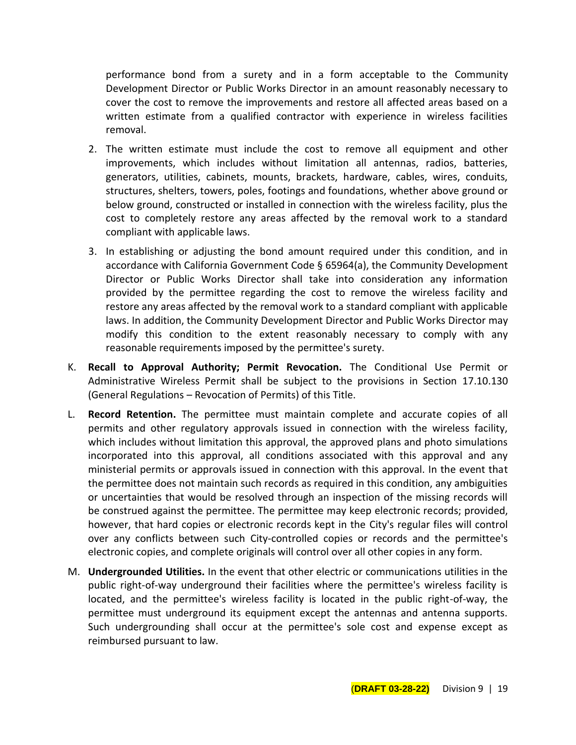performance bond from a surety and in a form acceptable to the Community Development Director or Public Works Director in an amount reasonably necessary to cover the cost to remove the improvements and restore all affected areas based on a written estimate from a qualified contractor with experience in wireless facilities removal.

2. The written estimate must include the cost to remove all equipment and other improvements, which includes without limitation all antennas, radios, batteries, generators, utilities, cabinets, mounts, brackets, hardware, cables, wires, conduits, structures, shelters, towers, poles, footings and foundations, whether above ground or below ground, constructed or installed in connection with the wireless facility, plus the cost to completely restore any areas affected by the removal work to a standard compliant with applicable laws.

3. In establishing or adjusting the bond amount required under this condition, and in accordance with California Government Code § 65964(a), the Community Development Director or Public Works Director shall take into consideration any information provided by the permittee regarding the cost to remove the wireless facility and restore any areas affected by the removal work to a standard compliant with applicable laws. In addition, the Community Development Director and Public Works Director may modify this condition to the extent reasonably necessary to comply with any reasonable requirements imposed by the permittee's surety.

K. **Recall to Approval Authority; Permit Revocation.** The Conditional Use Permit or Administrative Wireless Permit shall be subject to the provisions in Section 17.10.130 (General Regulations – Revocation of Permits) of this Title.

L. **Record Retention.** The permittee must maintain complete and accurate copies of all permits and other regulatory approvals issued in connection with the wireless facility, which includes without limitation this approval, the approved plans and photo simulations incorporated into this approval, all conditions associated with this approval and any ministerial permits or approvals issued in connection with this approval. In the event that the permittee does not maintain such records as required in this condition, any ambiguities or uncertainties that would be resolved through an inspection of the missing records will be construed against the permittee. The permittee may keep electronic records; provided, however, that hard copies or electronic records kept in the City's regular files will control over any conflicts between such City-controlled copies or records and the permittee's electronic copies, and complete originals will control over all other copies in any form.

M. **Undergrounded Utilities.** In the event that other electric or communications utilities in the public right-of-way underground their facilities where the permittee's wireless facility is located, and the permittee's wireless facility is located in the public right-of-way, the permittee must underground its equipment except the antennas and antenna supports. Such undergrounding shall occur at the permittee's sole cost and expense except as reimbursed pursuant to law.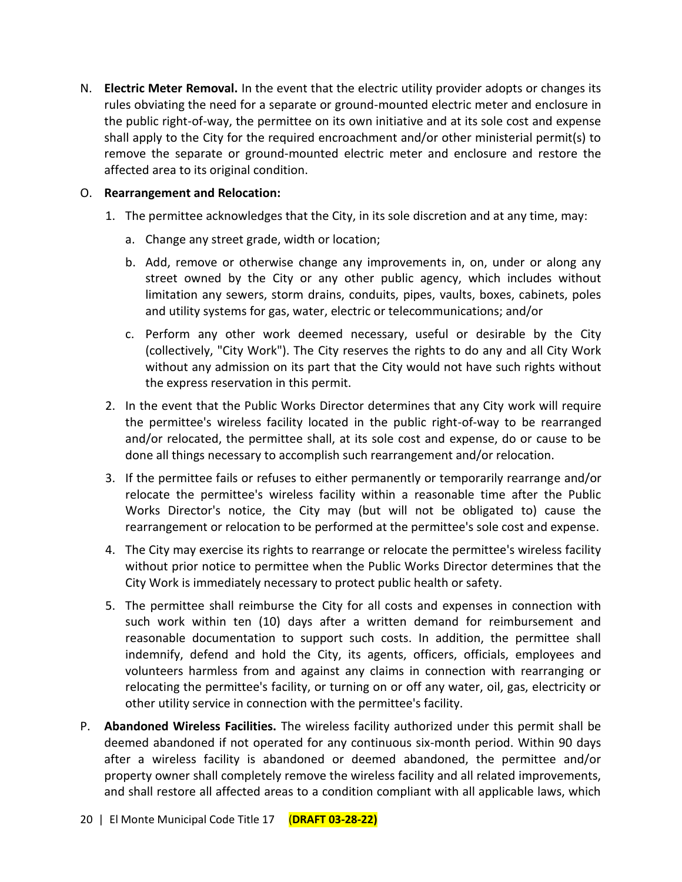N. **Electric Meter Removal.** In the event that the electric utility provider adopts or changes its rules obviating the need for a separate or ground-mounted electric meter and enclosure in the public right-of-way, the permittee on its own initiative and at its sole cost and expense shall apply to the City for the required encroachment and/or other ministerial permit(s) to remove the separate or ground-mounted electric meter and enclosure and restore the affected area to its original condition.

O. **Rearrangement and Relocation:**

1. The permittee acknowledges that the City, in its sole discretion and at any time, may:

   a. Change any street grade, width or location;

   b. Add, remove or otherwise change any improvements in, on, under or along any street owned by the City or any other public agency, which includes without limitation any sewers, storm drains, conduits, pipes, vaults, boxes, cabinets, poles and utility systems for gas, water, electric or telecommunications; and/or

   c. Perform any other work deemed necessary, useful or desirable by the City (collectively, "City Work"). The City reserves the rights to do any and all City Work without any admission on its part that the City would not have such rights without the express reservation in this permit.

2. In the event that the Public Works Director determines that any City work will require the permittee's wireless facility located in the public right-of-way to be rearranged and/or relocated, the permittee shall, at its sole cost and expense, do or cause to be done all things necessary to accomplish such rearrangement and/or relocation.

3. If the permittee fails or refuses to either permanently or temporarily rearrange and/or relocate the permittee's wireless facility within a reasonable time after the Public Works Director's notice, the City may (but will not be obligated to) cause the rearrangement or relocation to be performed at the permittee's sole cost and expense.

4. The City may exercise its rights to rearrange or relocate the permittee's wireless facility without prior notice to permittee when the Public Works Director determines that the City Work is immediately necessary to protect public health or safety.

5. The permittee shall reimburse the City for all costs and expenses in connection with such work within ten (10) days after a written demand for reimbursement and reasonable documentation to support such costs. In addition, the permittee shall indemnify, defend and hold the City, its agents, officers, officials, employees and volunteers harmless from and against any claims in connection with rearranging or relocating the permittee's facility, or turning on or off any water, oil, gas, electricity or other utility service in connection with the permittee's facility.

P. **Abandoned Wireless Facilities.** The wireless facility authorized under this permit shall be deemed abandoned if not operated for any continuous six-month period. Within 90 days after a wireless facility is abandoned or deemed abandoned, the permittee and/or property owner shall completely remove the wireless facility and all related improvements, and shall restore all affected areas to a condition compliant with all applicable laws, which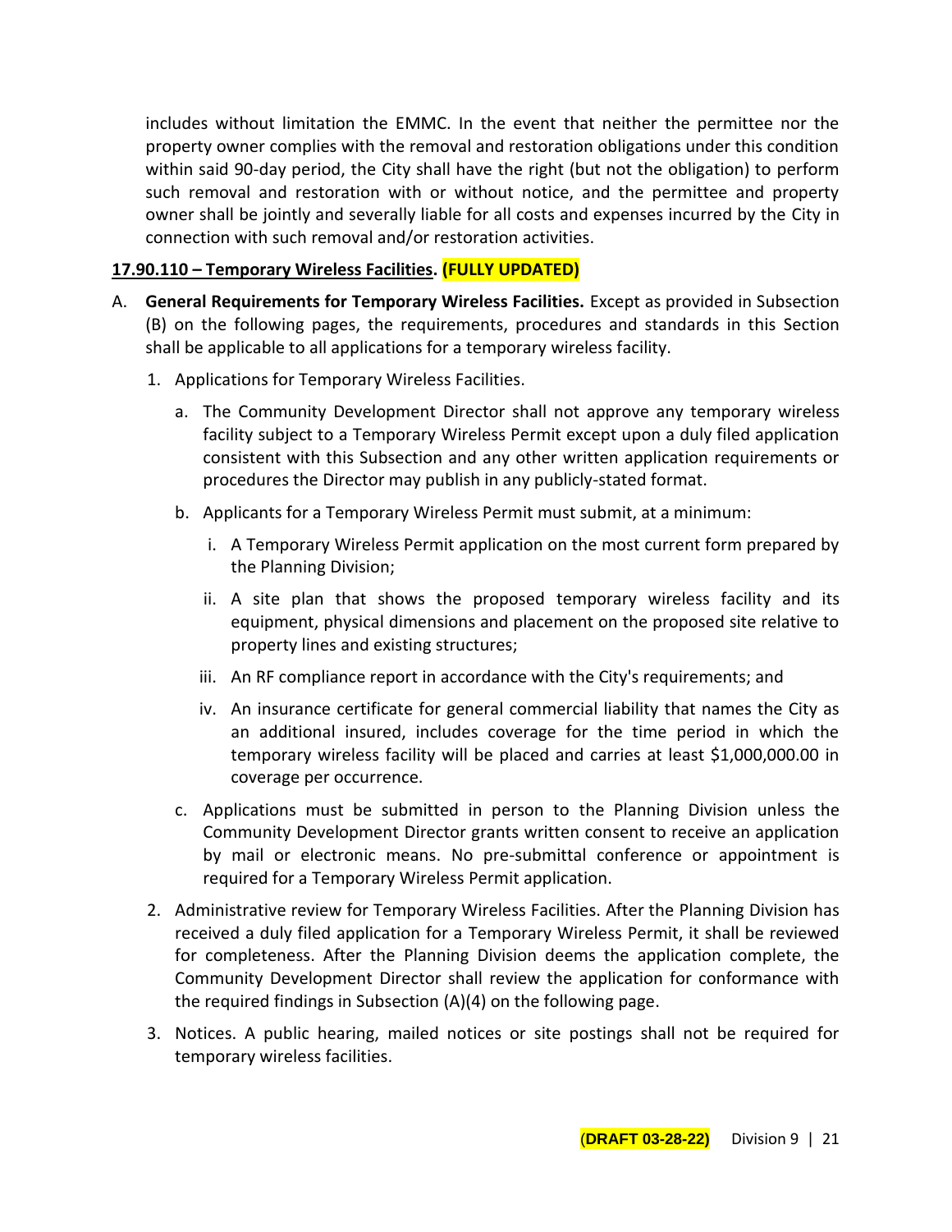includes without limitation the EMMC. In the event that neither the permittee nor the property owner complies with the removal and restoration obligations under this condition within said 90-day period, the City shall have the right (but not the obligation) to perform such removal and restoration with or without notice, and the permittee and property owner shall be jointly and severally liable for all costs and expenses incurred by the City in connection with such removal and/or restoration activities.

**17.90.110 – Temporary Wireless Facilities. (FULLY UPDATED)**

A. **General Requirements for Temporary Wireless Facilities.** Except as provided in Subsection (B) on the following pages, the requirements, procedures and standards in this Section shall be applicable to all applications for a temporary wireless facility.

   1. Applications for Temporary Wireless Facilities.

      a. The Community Development Director shall not approve any temporary wireless facility subject to a Temporary Wireless Permit except upon a duly filed application consistent with this Subsection and any other written application requirements or procedures the Director may publish in any publicly-stated format.

      b. Applicants for a Temporary Wireless Permit must submit, at a minimum:

         i. A Temporary Wireless Permit application on the most current form prepared by the Planning Division;

         ii. A site plan that shows the proposed temporary wireless facility and its equipment, physical dimensions and placement on the proposed site relative to property lines and existing structures;

         iii. An RF compliance report in accordance with the City's requirements; and

         iv. An insurance certificate for general commercial liability that names the City as an additional insured, includes coverage for the time period in which the temporary wireless facility will be placed and carries at least $1,000,000.00 in coverage per occurrence.

      c. Applications must be submitted in person to the Planning Division unless the Community Development Director grants written consent to receive an application by mail or electronic means. No pre-submittal conference or appointment is required for a Temporary Wireless Permit application.

   2. Administrative review for Temporary Wireless Facilities. After the Planning Division has received a duly filed application for a Temporary Wireless Permit, it shall be reviewed for completeness. After the Planning Division deems the application complete, the Community Development Director shall review the application for conformance with the required findings in Subsection (A)(4) on the following page.

   3. Notices. A public hearing, mailed notices or site postings shall not be required for temporary wireless facilities.

(DRAFT 03-28-22)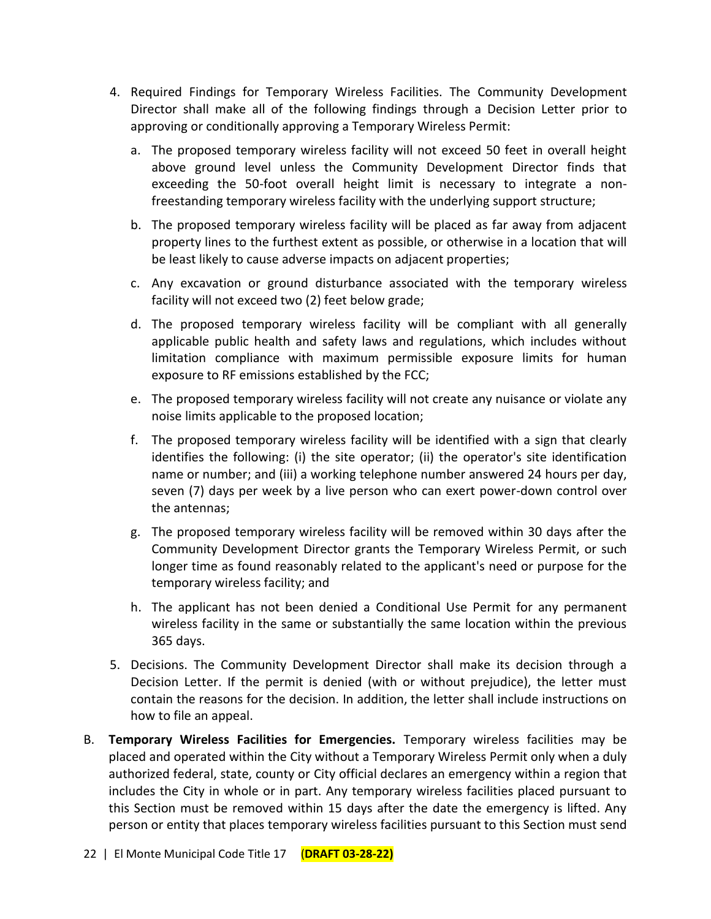4. Required Findings for Temporary Wireless Facilities. The Community Development Director shall make all of the following findings through a Decision Letter prior to approving or conditionally approving a Temporary Wireless Permit:

   a. The proposed temporary wireless facility will not exceed 50 feet in overall height above ground level unless the Community Development Director finds that exceeding the 50-foot overall height limit is necessary to integrate a non-freestanding temporary wireless facility with the underlying support structure;

   b. The proposed temporary wireless facility will be placed as far away from adjacent property lines to the furthest extent as possible, or otherwise in a location that will be least likely to cause adverse impacts on adjacent properties;

   c. Any excavation or ground disturbance associated with the temporary wireless facility will not exceed two (2) feet below grade;

   d. The proposed temporary wireless facility will be compliant with all generally applicable public health and safety laws and regulations, which includes without limitation compliance with maximum permissible exposure limits for human exposure to RF emissions established by the FCC;

   e. The proposed temporary wireless facility will not create any nuisance or violate any noise limits applicable to the proposed location;

   f. The proposed temporary wireless facility will be identified with a sign that clearly identifies the following: (i) the site operator; (ii) the operator's site identification name or number; and (iii) a working telephone number answered 24 hours per day, seven (7) days per week by a live person who can exert power-down control over the antennas;

   g. The proposed temporary wireless facility will be removed within 30 days after the Community Development Director grants the Temporary Wireless Permit, or such longer time as found reasonably related to the applicant's need or purpose for the temporary wireless facility; and

   h. The applicant has not been denied a Conditional Use Permit for any permanent wireless facility in the same or substantially the same location within the previous 365 days.

5. Decisions. The Community Development Director shall make its decision through a Decision Letter. If the permit is denied (with or without prejudice), the letter must contain the reasons for the decision. In addition, the letter shall include instructions on how to file an appeal.

B. **Temporary Wireless Facilities for Emergencies.** Temporary wireless facilities may be placed and operated within the City without a Temporary Wireless Permit only when a duly authorized federal, state, county or City official declares an emergency within a region that includes the City in whole or in part. Any temporary wireless facilities placed pursuant to this Section must be removed within 15 days after the date the emergency is lifted. Any person or entity that places temporary wireless facilities pursuant to this Section must send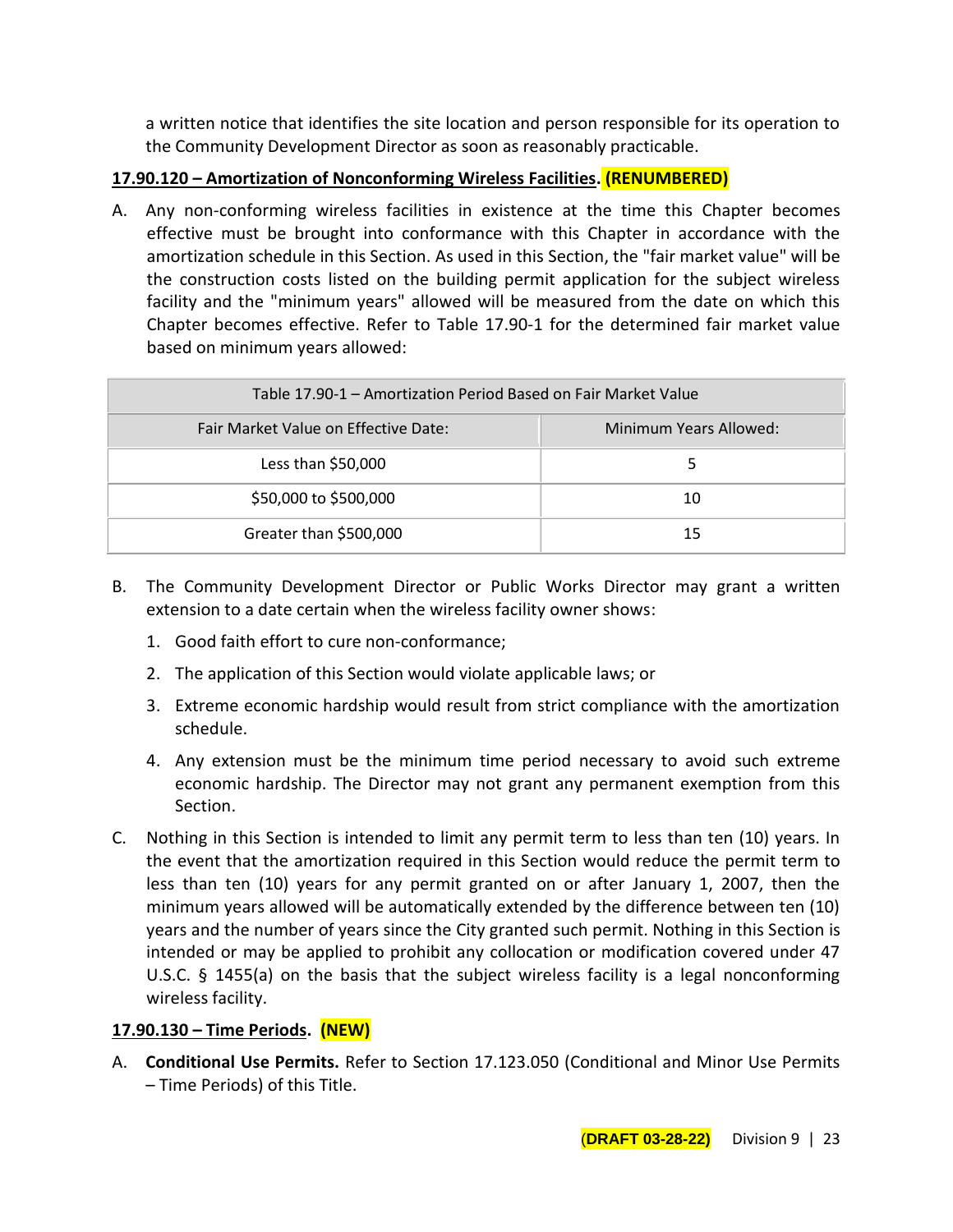a written notice that identifies the site location and person responsible for its operation to the Community Development Director as soon as reasonably practicable.

**17.90.120 – Amortization of Nonconforming Wireless Facilities. (RENUMBERED)**

A. Any non-conforming wireless facilities in existence at the time this Chapter becomes effective must be brought into conformance with this Chapter in accordance with the amortization schedule in this Section. As used in this Section, the "fair market value" will be the construction costs listed on the building permit application for the subject wireless facility and the "minimum years" allowed will be measured from the date on which this Chapter becomes effective. Refer to Table 17.90-1 for the determined fair market value based on minimum years allowed:

| Table 17.90-1 – Amortization Period Based on Fair Market Value | |
|---|---|
| Fair Market Value on Effective Date: | Minimum Years Allowed: |
| Less than $50,000 | 5 |
| $50,000 to $500,000 | 10 |
| Greater than $500,000 | 15 |

B. The Community Development Director or Public Works Director may grant a written extension to a date certain when the wireless facility owner shows:

   1. Good faith effort to cure non-conformance;
   2. The application of this Section would violate applicable laws; or
   3. Extreme economic hardship would result from strict compliance with the amortization schedule.
   4. Any extension must be the minimum time period necessary to avoid such extreme economic hardship. The Director may not grant any permanent exemption from this Section.

C. Nothing in this Section is intended to limit any permit term to less than ten (10) years. In the event that the amortization required in this Section would reduce the permit term to less than ten (10) years for any permit granted on or after January 1, 2007, then the minimum years allowed will be automatically extended by the difference between ten (10) years and the number of years since the City granted such permit. Nothing in this Section is intended or may be applied to prohibit any collocation or modification covered under 47 U.S.C. § 1455(a) on the basis that the subject wireless facility is a legal nonconforming wireless facility.

**17.90.130 – Time Periods. (NEW)**

A. **Conditional Use Permits.** Refer to Section 17.123.050 (Conditional and Minor Use Permits – Time Periods) of this Title.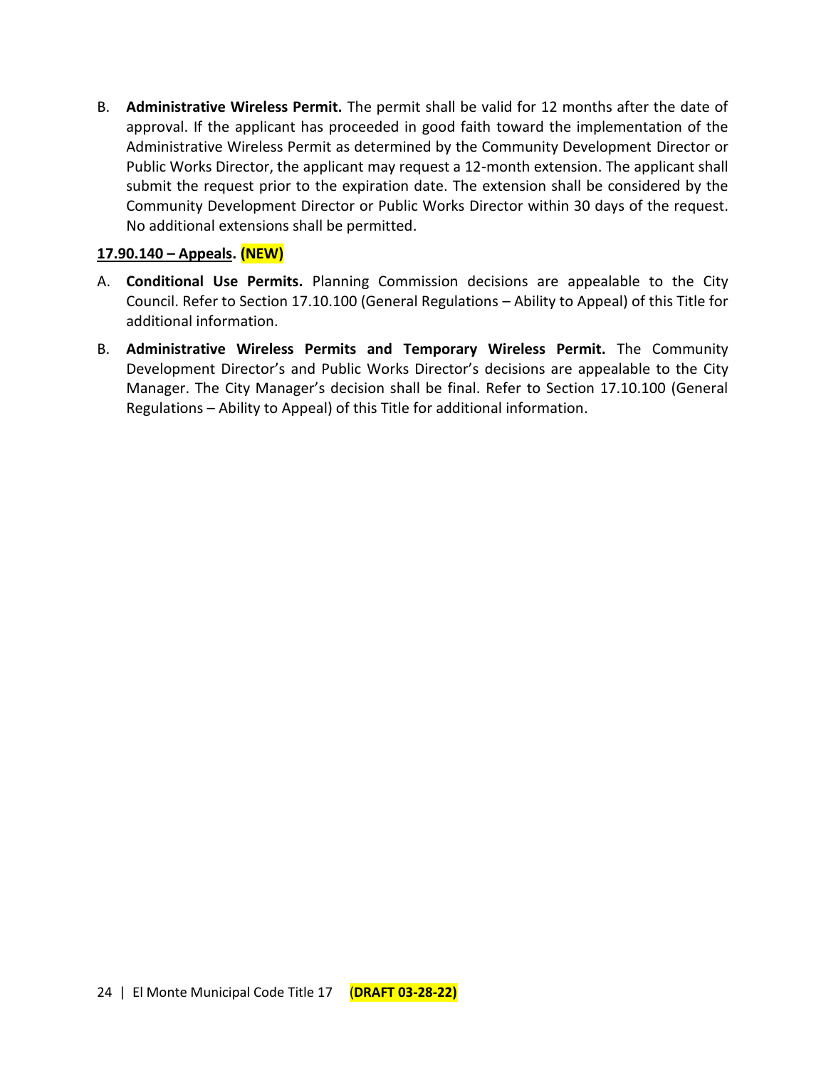B. **Administrative Wireless Permit.** The permit shall be valid for 12 months after the date of approval. If the applicant has proceeded in good faith toward the implementation of the Administrative Wireless Permit as determined by the Community Development Director or Public Works Director, the applicant may request a 12-month extension. The applicant shall submit the request prior to the expiration date. The extension shall be considered by the Community Development Director or Public Works Director within 30 days of the request. No additional extensions shall be permitted.

**17.90.140 – Appeals. (NEW)**

A. **Conditional Use Permits.** Planning Commission decisions are appealable to the City Council. Refer to Section 17.10.100 (General Regulations – Ability to Appeal) of this Title for additional information.

B. **Administrative Wireless Permits and Temporary Wireless Permit.** The Community Development Director's and Public Works Director's decisions are appealable to the City Manager. The City Manager's decision shall be final. Refer to Section 17.10.100 (General Regulations – Ability to Appeal) of this Title for additional information.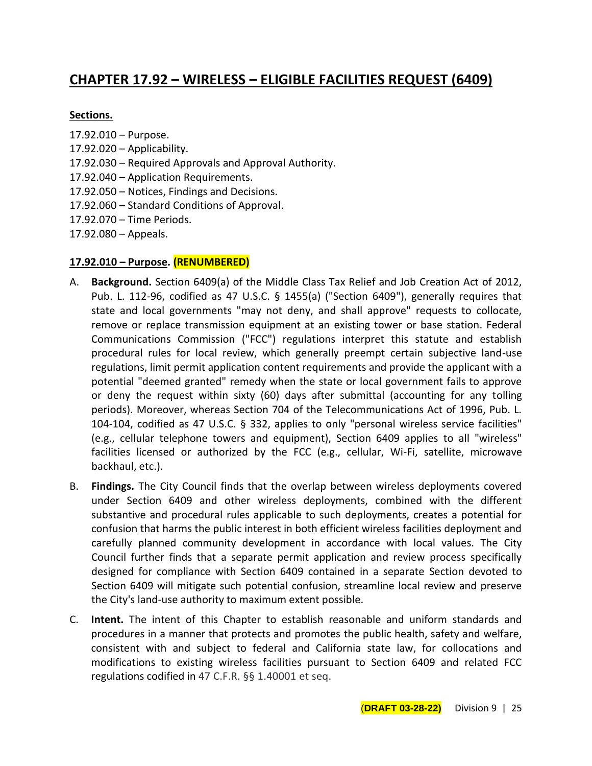# CHAPTER 17.92 – WIRELESS – ELIGIBLE FACILITIES REQUEST (6409)

**Sections.**

17.92.010 – Purpose.
17.92.020 – Applicability.
17.92.030 – Required Approvals and Approval Authority.
17.92.040 – Application Requirements.
17.92.050 – Notices, Findings and Decisions.
17.92.060 – Standard Conditions of Approval.
17.92.070 – Time Periods.
17.92.080 – Appeals.

**17.92.010 – Purpose. (RENUMBERED)**

A. **Background.** Section 6409(a) of the Middle Class Tax Relief and Job Creation Act of 2012, Pub. L. 112-96, codified as 47 U.S.C. § 1455(a) ("Section 6409"), generally requires that state and local governments "may not deny, and shall approve" requests to collocate, remove or replace transmission equipment at an existing tower or base station. Federal Communications Commission ("FCC") regulations interpret this statute and establish procedural rules for local review, which generally preempt certain subjective land-use regulations, limit permit application content requirements and provide the applicant with a potential "deemed granted" remedy when the state or local government fails to approve or deny the request within sixty (60) days after submittal (accounting for any tolling periods). Moreover, whereas Section 704 of the Telecommunications Act of 1996, Pub. L. 104-104, codified as 47 U.S.C. § 332, applies to only "personal wireless service facilities" (e.g., cellular telephone towers and equipment), Section 6409 applies to all "wireless" facilities licensed or authorized by the FCC (e.g., cellular, Wi-Fi, satellite, microwave backhaul, etc.).

B. **Findings.** The City Council finds that the overlap between wireless deployments covered under Section 6409 and other wireless deployments, combined with the different substantive and procedural rules applicable to such deployments, creates a potential for confusion that harms the public interest in both efficient wireless facilities deployment and carefully planned community development in accordance with local values. The City Council further finds that a separate permit application and review process specifically designed for compliance with Section 6409 contained in a separate Section devoted to Section 6409 will mitigate such potential confusion, streamline local review and preserve the City's land-use authority to maximum extent possible.

C. **Intent.** The intent of this Chapter to establish reasonable and uniform standards and procedures in a manner that protects and promotes the public health, safety and welfare, consistent with and subject to federal and California state law, for collocations and modifications to existing wireless facilities pursuant to Section 6409 and related FCC regulations codified in 47 C.F.R. §§ 1.40001 et seq.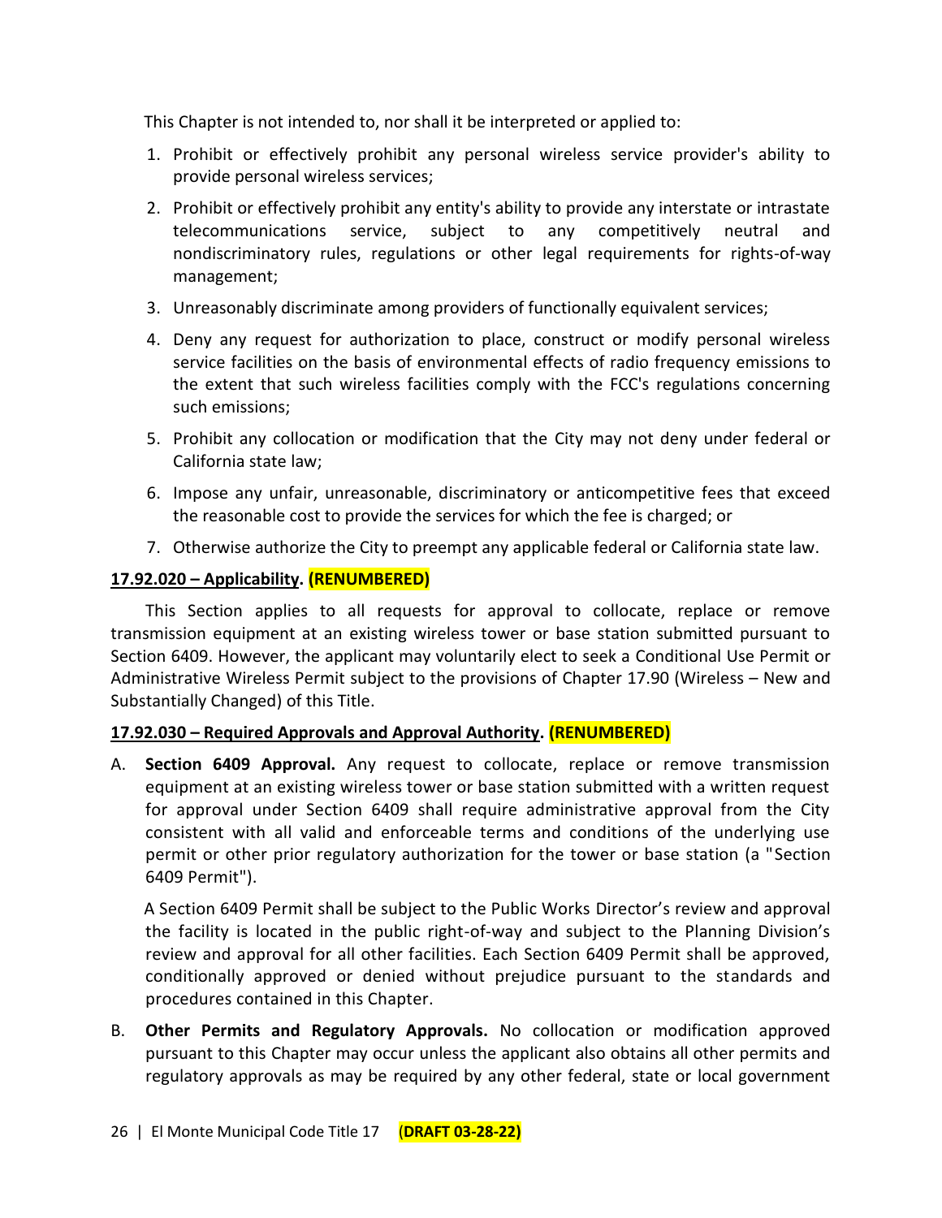This Chapter is not intended to, nor shall it be interpreted or applied to:

1. Prohibit or effectively prohibit any personal wireless service provider's ability to provide personal wireless services;
2. Prohibit or effectively prohibit any entity's ability to provide any interstate or intrastate telecommunications service, subject to any competitively neutral and nondiscriminatory rules, regulations or other legal requirements for rights-of-way management;
3. Unreasonably discriminate among providers of functionally equivalent services;
4. Deny any request for authorization to place, construct or modify personal wireless service facilities on the basis of environmental effects of radio frequency emissions to the extent that such wireless facilities comply with the FCC's regulations concerning such emissions;
5. Prohibit any collocation or modification that the City may not deny under federal or California state law;
6. Impose any unfair, unreasonable, discriminatory or anticompetitive fees that exceed the reasonable cost to provide the services for which the fee is charged; or
7. Otherwise authorize the City to preempt any applicable federal or California state law.

**17.92.020 – Applicability. (RENUMBERED)**

This Section applies to all requests for approval to collocate, replace or remove transmission equipment at an existing wireless tower or base station submitted pursuant to Section 6409. However, the applicant may voluntarily elect to seek a Conditional Use Permit or Administrative Wireless Permit subject to the provisions of Chapter 17.90 (Wireless – New and Substantially Changed) of this Title.

**17.92.030 – Required Approvals and Approval Authority. (RENUMBERED)**

A. **Section 6409 Approval.** Any request to collocate, replace or remove transmission equipment at an existing wireless tower or base station submitted with a written request for approval under Section 6409 shall require administrative approval from the City consistent with all valid and enforceable terms and conditions of the underlying use permit or other prior regulatory authorization for the tower or base station (a "Section 6409 Permit").

   A Section 6409 Permit shall be subject to the Public Works Director's review and approval the facility is located in the public right-of-way and subject to the Planning Division's review and approval for all other facilities. Each Section 6409 Permit shall be approved, conditionally approved or denied without prejudice pursuant to the standards and procedures contained in this Chapter.

B. **Other Permits and Regulatory Approvals.** No collocation or modification approved pursuant to this Chapter may occur unless the applicant also obtains all other permits and regulatory approvals as may be required by any other federal, state or local government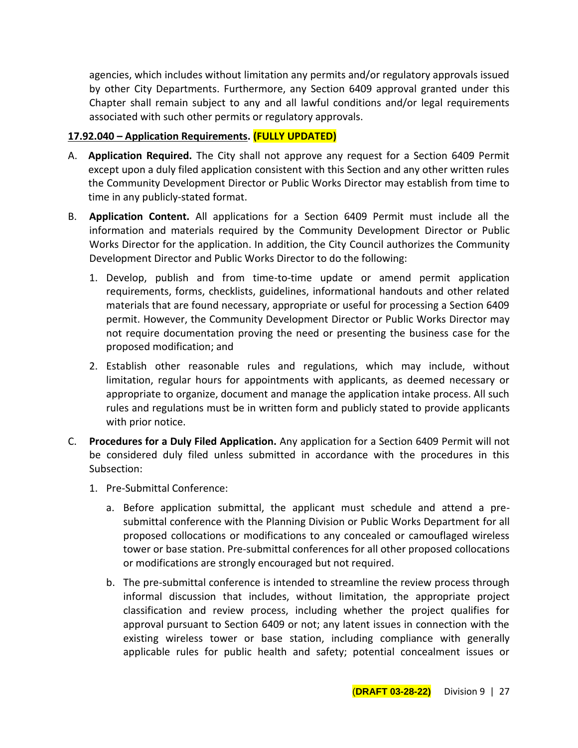agencies, which includes without limitation any permits and/or regulatory approvals issued by other City Departments. Furthermore, any Section 6409 approval granted under this Chapter shall remain subject to any and all lawful conditions and/or legal requirements associated with such other permits or regulatory approvals.

**17.92.040 – Application Requirements. (FULLY UPDATED)**

A. **Application Required.** The City shall not approve any request for a Section 6409 Permit except upon a duly filed application consistent with this Section and any other written rules the Community Development Director or Public Works Director may establish from time to time in any publicly-stated format.

B. **Application Content.** All applications for a Section 6409 Permit must include all the information and materials required by the Community Development Director or Public Works Director for the application. In addition, the City Council authorizes the Community Development Director and Public Works Director to do the following:

   1. Develop, publish and from time-to-time update or amend permit application requirements, forms, checklists, guidelines, informational handouts and other related materials that are found necessary, appropriate or useful for processing a Section 6409 permit. However, the Community Development Director or Public Works Director may not require documentation proving the need or presenting the business case for the proposed modification; and

   2. Establish other reasonable rules and regulations, which may include, without limitation, regular hours for appointments with applicants, as deemed necessary or appropriate to organize, document and manage the application intake process. All such rules and regulations must be in written form and publicly stated to provide applicants with prior notice.

C. **Procedures for a Duly Filed Application.** Any application for a Section 6409 Permit will not be considered duly filed unless submitted in accordance with the procedures in this Subsection:

   1. Pre-Submittal Conference:

      a. Before application submittal, the applicant must schedule and attend a pre-submittal conference with the Planning Division or Public Works Department for all proposed collocations or modifications to any concealed or camouflaged wireless tower or base station. Pre-submittal conferences for all other proposed collocations or modifications are strongly encouraged but not required.

      b. The pre-submittal conference is intended to streamline the review process through informal discussion that includes, without limitation, the appropriate project classification and review process, including whether the project qualifies for approval pursuant to Section 6409 or not; any latent issues in connection with the existing wireless tower or base station, including compliance with generally applicable rules for public health and safety; potential concealment issues or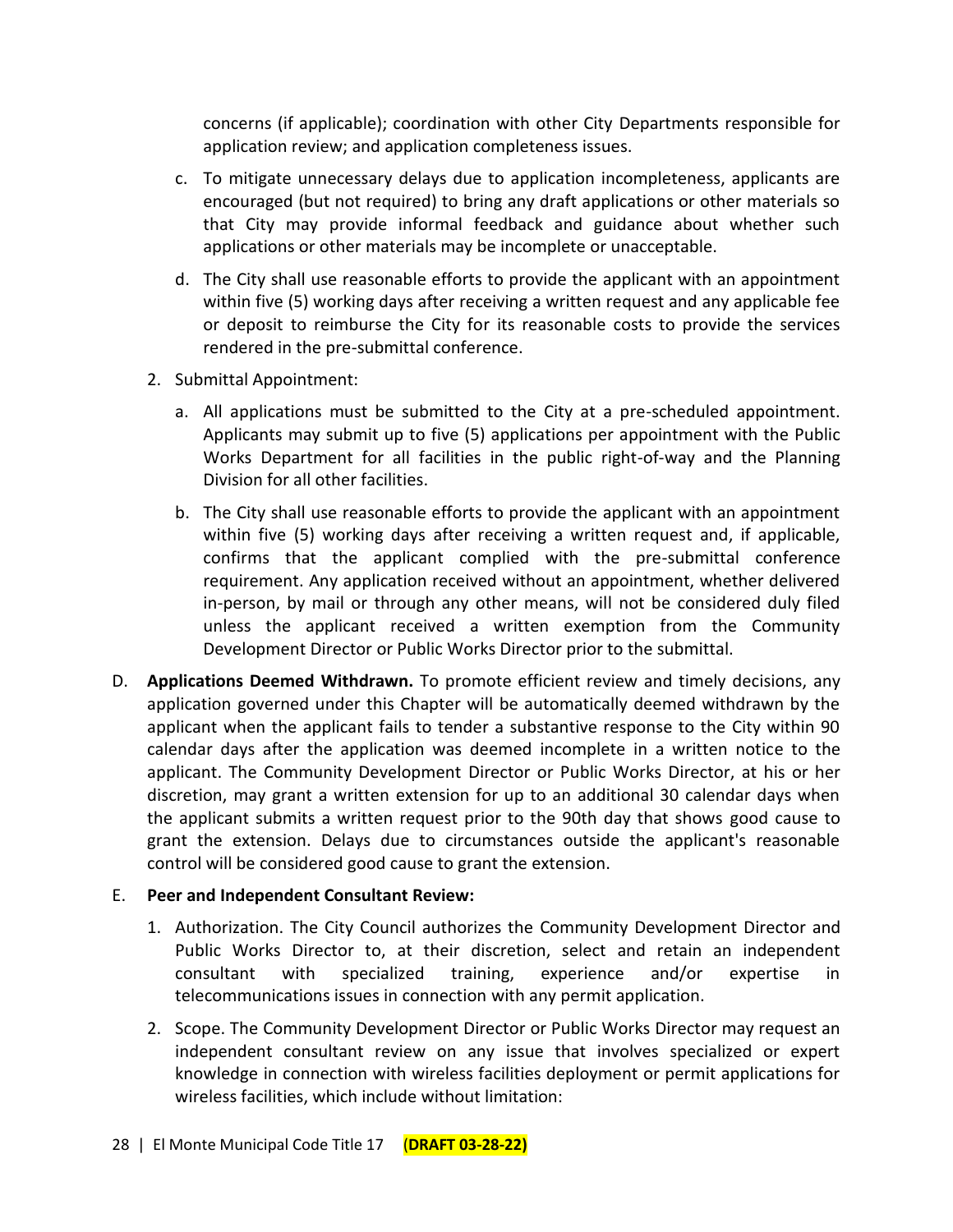concerns (if applicable); coordination with other City Departments responsible for application review; and application completeness issues.

   c. To mitigate unnecessary delays due to application incompleteness, applicants are encouraged (but not required) to bring any draft applications or other materials so that City may provide informal feedback and guidance about whether such applications or other materials may be incomplete or unacceptable.

   d. The City shall use reasonable efforts to provide the applicant with an appointment within five (5) working days after receiving a written request and any applicable fee or deposit to reimburse the City for its reasonable costs to provide the services rendered in the pre-submittal conference.

2. Submittal Appointment:

   a. All applications must be submitted to the City at a pre-scheduled appointment. Applicants may submit up to five (5) applications per appointment with the Public Works Department for all facilities in the public right-of-way and the Planning Division for all other facilities.

   b. The City shall use reasonable efforts to provide the applicant with an appointment within five (5) working days after receiving a written request and, if applicable, confirms that the applicant complied with the pre-submittal conference requirement. Any application received without an appointment, whether delivered in-person, by mail or through any other means, will not be considered duly filed unless the applicant received a written exemption from the Community Development Director or Public Works Director prior to the submittal.

D. **Applications Deemed Withdrawn.** To promote efficient review and timely decisions, any application governed under this Chapter will be automatically deemed withdrawn by the applicant when the applicant fails to tender a substantive response to the City within 90 calendar days after the application was deemed incomplete in a written notice to the applicant. The Community Development Director or Public Works Director, at his or her discretion, may grant a written extension for up to an additional 30 calendar days when the applicant submits a written request prior to the 90th day that shows good cause to grant the extension. Delays due to circumstances outside the applicant's reasonable control will be considered good cause to grant the extension.

E. **Peer and Independent Consultant Review:**

1. Authorization. The City Council authorizes the Community Development Director and Public Works Director to, at their discretion, select and retain an independent consultant with specialized training, experience and/or expertise in telecommunications issues in connection with any permit application.

2. Scope. The Community Development Director or Public Works Director may request an independent consultant review on any issue that involves specialized or expert knowledge in connection with wireless facilities deployment or permit applications for wireless facilities, which include without limitation: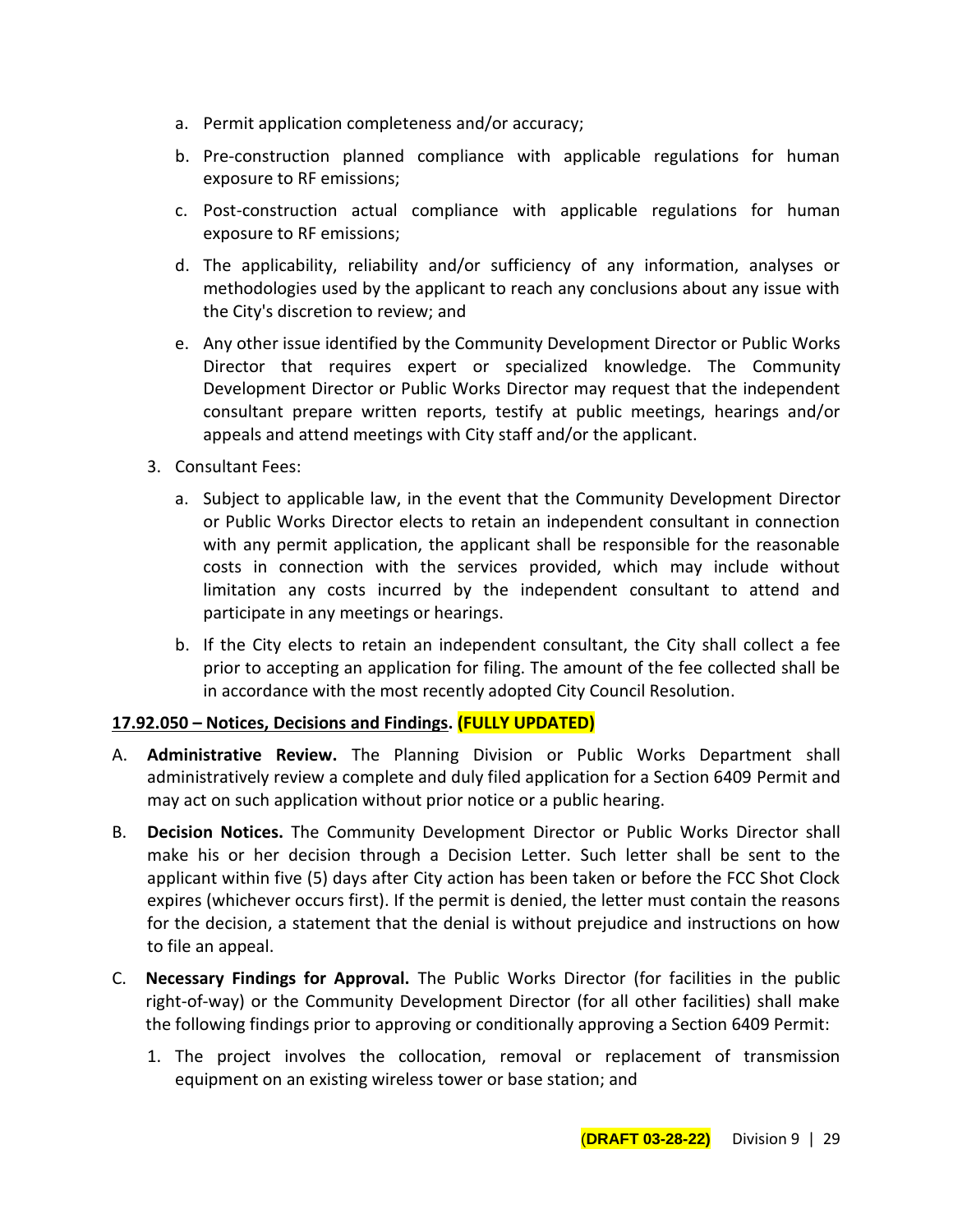a. Permit application completeness and/or accuracy;

b. Pre-construction planned compliance with applicable regulations for human exposure to RF emissions;

c. Post-construction actual compliance with applicable regulations for human exposure to RF emissions;

d. The applicability, reliability and/or sufficiency of any information, analyses or methodologies used by the applicant to reach any conclusions about any issue with the City's discretion to review; and

e. Any other issue identified by the Community Development Director or Public Works Director that requires expert or specialized knowledge. The Community Development Director or Public Works Director may request that the independent consultant prepare written reports, testify at public meetings, hearings and/or appeals and attend meetings with City staff and/or the applicant.

3. Consultant Fees:

a. Subject to applicable law, in the event that the Community Development Director or Public Works Director elects to retain an independent consultant in connection with any permit application, the applicant shall be responsible for the reasonable costs in connection with the services provided, which may include without limitation any costs incurred by the independent consultant to attend and participate in any meetings or hearings.

b. If the City elects to retain an independent consultant, the City shall collect a fee prior to accepting an application for filing. The amount of the fee collected shall be in accordance with the most recently adopted City Council Resolution.

**17.92.050 – Notices, Decisions and Findings. (FULLY UPDATED)**

A. **Administrative Review.** The Planning Division or Public Works Department shall administratively review a complete and duly filed application for a Section 6409 Permit and may act on such application without prior notice or a public hearing.

B. **Decision Notices.** The Community Development Director or Public Works Director shall make his or her decision through a Decision Letter. Such letter shall be sent to the applicant within five (5) days after City action has been taken or before the FCC Shot Clock expires (whichever occurs first). If the permit is denied, the letter must contain the reasons for the decision, a statement that the denial is without prejudice and instructions on how to file an appeal.

C. **Necessary Findings for Approval.** The Public Works Director (for facilities in the public right-of-way) or the Community Development Director (for all other facilities) shall make the following findings prior to approving or conditionally approving a Section 6409 Permit:

1. The project involves the collocation, removal or replacement of transmission equipment on an existing wireless tower or base station; and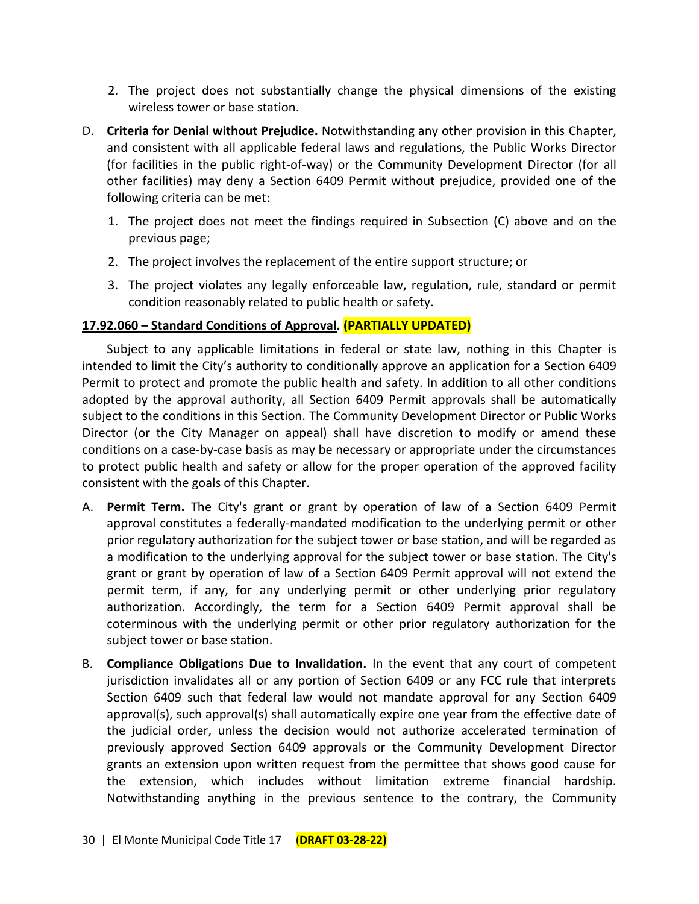2. The project does not substantially change the physical dimensions of the existing wireless tower or base station.

D. **Criteria for Denial without Prejudice.** Notwithstanding any other provision in this Chapter, and consistent with all applicable federal laws and regulations, the Public Works Director (for facilities in the public right-of-way) or the Community Development Director (for all other facilities) may deny a Section 6409 Permit without prejudice, provided one of the following criteria can be met:

   1. The project does not meet the findings required in Subsection (C) above and on the previous page;
   2. The project involves the replacement of the entire support structure; or
   3. The project violates any legally enforceable law, regulation, rule, standard or permit condition reasonably related to public health or safety.

**<u>17.92.060 – Standard Conditions of Approval</u>. (PARTIALLY UPDATED)**

Subject to any applicable limitations in federal or state law, nothing in this Chapter is intended to limit the City's authority to conditionally approve an application for a Section 6409 Permit to protect and promote the public health and safety. In addition to all other conditions adopted by the approval authority, all Section 6409 Permit approvals shall be automatically subject to the conditions in this Section. The Community Development Director or Public Works Director (or the City Manager on appeal) shall have discretion to modify or amend these conditions on a case-by-case basis as may be necessary or appropriate under the circumstances to protect public health and safety or allow for the proper operation of the approved facility consistent with the goals of this Chapter.

A. **Permit Term.** The City's grant or grant by operation of law of a Section 6409 Permit approval constitutes a federally-mandated modification to the underlying permit or other prior regulatory authorization for the subject tower or base station, and will be regarded as a modification to the underlying approval for the subject tower or base station. The City's grant or grant by operation of law of a Section 6409 Permit approval will not extend the permit term, if any, for any underlying permit or other underlying prior regulatory authorization. Accordingly, the term for a Section 6409 Permit approval shall be coterminous with the underlying permit or other prior regulatory authorization for the subject tower or base station.

B. **Compliance Obligations Due to Invalidation.** In the event that any court of competent jurisdiction invalidates all or any portion of Section 6409 or any FCC rule that interprets Section 6409 such that federal law would not mandate approval for any Section 6409 approval(s), such approval(s) shall automatically expire one year from the effective date of the judicial order, unless the decision would not authorize accelerated termination of previously approved Section 6409 approvals or the Community Development Director grants an extension upon written request from the permittee that shows good cause for the extension, which includes without limitation extreme financial hardship. Notwithstanding anything in the previous sentence to the contrary, the Community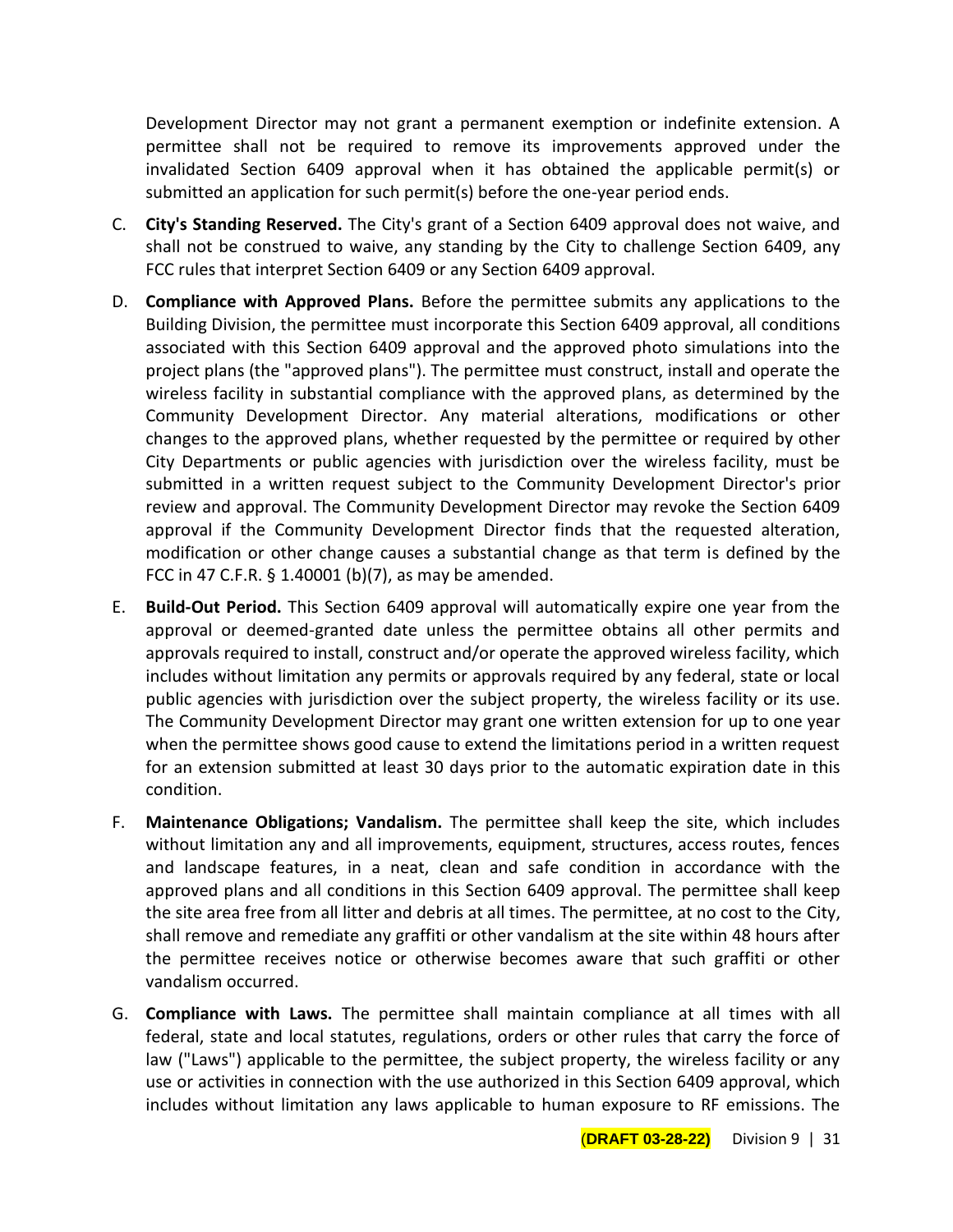Development Director may not grant a permanent exemption or indefinite extension. A permittee shall not be required to remove its improvements approved under the invalidated Section 6409 approval when it has obtained the applicable permit(s) or submitted an application for such permit(s) before the one-year period ends.

C. **City's Standing Reserved.** The City's grant of a Section 6409 approval does not waive, and shall not be construed to waive, any standing by the City to challenge Section 6409, any FCC rules that interpret Section 6409 or any Section 6409 approval.

D. **Compliance with Approved Plans.** Before the permittee submits any applications to the Building Division, the permittee must incorporate this Section 6409 approval, all conditions associated with this Section 6409 approval and the approved photo simulations into the project plans (the "approved plans"). The permittee must construct, install and operate the wireless facility in substantial compliance with the approved plans, as determined by the Community Development Director. Any material alterations, modifications or other changes to the approved plans, whether requested by the permittee or required by other City Departments or public agencies with jurisdiction over the wireless facility, must be submitted in a written request subject to the Community Development Director's prior review and approval. The Community Development Director may revoke the Section 6409 approval if the Community Development Director finds that the requested alteration, modification or other change causes a substantial change as that term is defined by the FCC in 47 C.F.R. § 1.40001 (b)(7), as may be amended.

E. **Build-Out Period.** This Section 6409 approval will automatically expire one year from the approval or deemed-granted date unless the permittee obtains all other permits and approvals required to install, construct and/or operate the approved wireless facility, which includes without limitation any permits or approvals required by any federal, state or local public agencies with jurisdiction over the subject property, the wireless facility or its use. The Community Development Director may grant one written extension for up to one year when the permittee shows good cause to extend the limitations period in a written request for an extension submitted at least 30 days prior to the automatic expiration date in this condition.

F. **Maintenance Obligations; Vandalism.** The permittee shall keep the site, which includes without limitation any and all improvements, equipment, structures, access routes, fences and landscape features, in a neat, clean and safe condition in accordance with the approved plans and all conditions in this Section 6409 approval. The permittee shall keep the site area free from all litter and debris at all times. The permittee, at no cost to the City, shall remove and remediate any graffiti or other vandalism at the site within 48 hours after the permittee receives notice or otherwise becomes aware that such graffiti or other vandalism occurred.

G. **Compliance with Laws.** The permittee shall maintain compliance at all times with all federal, state and local statutes, regulations, orders or other rules that carry the force of law ("Laws") applicable to the permittee, the subject property, the wireless facility or any use or activities in connection with the use authorized in this Section 6409 approval, which includes without limitation any laws applicable to human exposure to RF emissions. The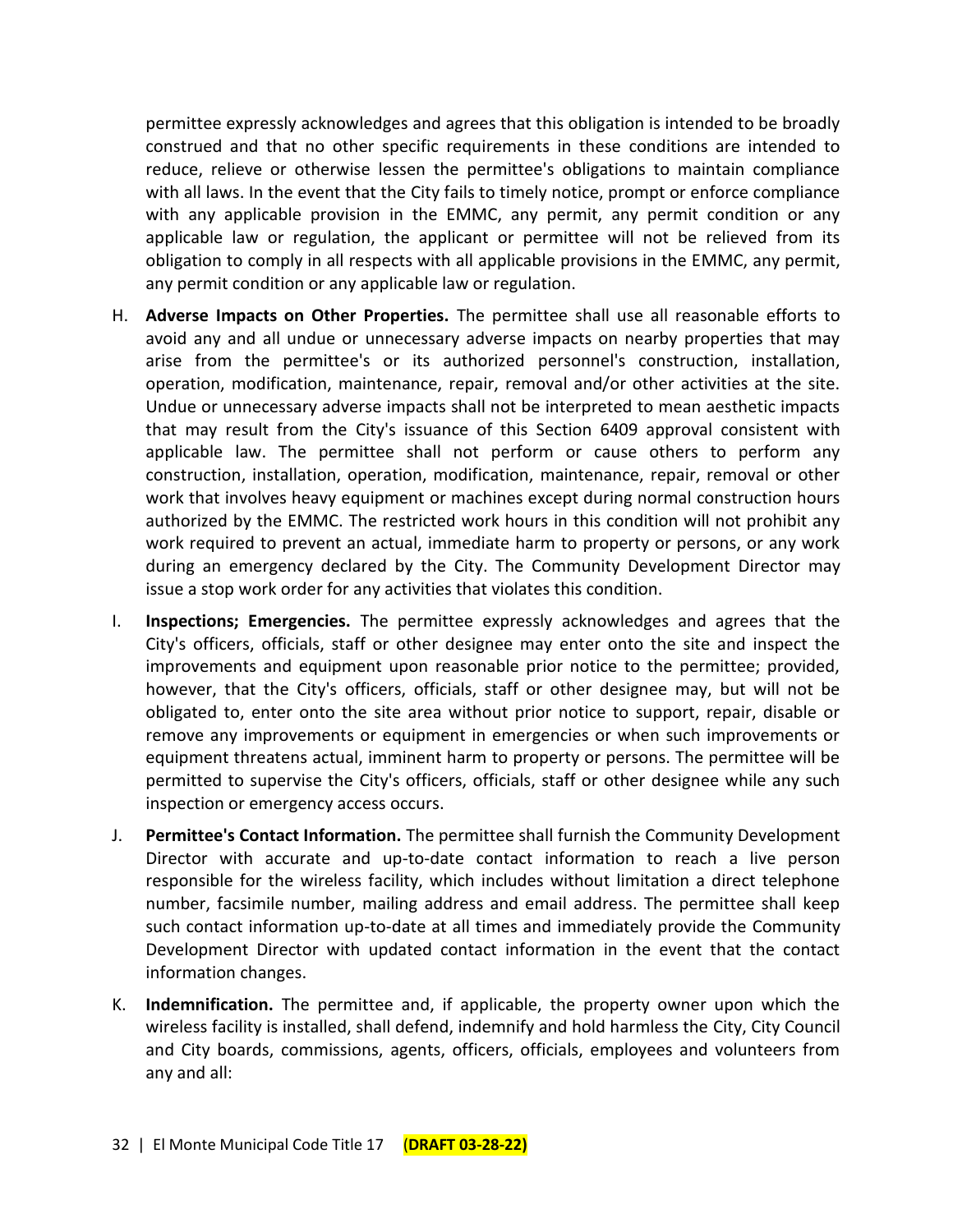permittee expressly acknowledges and agrees that this obligation is intended to be broadly construed and that no other specific requirements in these conditions are intended to reduce, relieve or otherwise lessen the permittee's obligations to maintain compliance with all laws. In the event that the City fails to timely notice, prompt or enforce compliance with any applicable provision in the EMMC, any permit, any permit condition or any applicable law or regulation, the applicant or permittee will not be relieved from its obligation to comply in all respects with all applicable provisions in the EMMC, any permit, any permit condition or any applicable law or regulation.

H. **Adverse Impacts on Other Properties.** The permittee shall use all reasonable efforts to avoid any and all undue or unnecessary adverse impacts on nearby properties that may arise from the permittee's or its authorized personnel's construction, installation, operation, modification, maintenance, repair, removal and/or other activities at the site. Undue or unnecessary adverse impacts shall not be interpreted to mean aesthetic impacts that may result from the City's issuance of this Section 6409 approval consistent with applicable law. The permittee shall not perform or cause others to perform any construction, installation, operation, modification, maintenance, repair, removal or other work that involves heavy equipment or machines except during normal construction hours authorized by the EMMC. The restricted work hours in this condition will not prohibit any work required to prevent an actual, immediate harm to property or persons, or any work during an emergency declared by the City. The Community Development Director may issue a stop work order for any activities that violates this condition.

I. **Inspections; Emergencies.** The permittee expressly acknowledges and agrees that the City's officers, officials, staff or other designee may enter onto the site and inspect the improvements and equipment upon reasonable prior notice to the permittee; provided, however, that the City's officers, officials, staff or other designee may, but will not be obligated to, enter onto the site area without prior notice to support, repair, disable or remove any improvements or equipment in emergencies or when such improvements or equipment threatens actual, imminent harm to property or persons. The permittee will be permitted to supervise the City's officers, officials, staff or other designee while any such inspection or emergency access occurs.

J. **Permittee's Contact Information.** The permittee shall furnish the Community Development Director with accurate and up-to-date contact information to reach a live person responsible for the wireless facility, which includes without limitation a direct telephone number, facsimile number, mailing address and email address. The permittee shall keep such contact information up-to-date at all times and immediately provide the Community Development Director with updated contact information in the event that the contact information changes.

K. **Indemnification.** The permittee and, if applicable, the property owner upon which the wireless facility is installed, shall defend, indemnify and hold harmless the City, City Council and City boards, commissions, agents, officers, officials, employees and volunteers from any and all: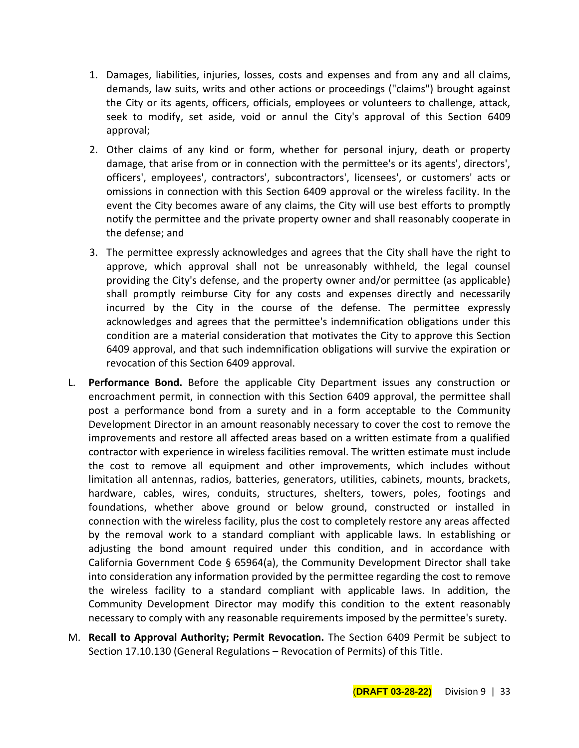1. Damages, liabilities, injuries, losses, costs and expenses and from any and all claims, demands, law suits, writs and other actions or proceedings ("claims") brought against the City or its agents, officers, officials, employees or volunteers to challenge, attack, seek to modify, set aside, void or annul the City's approval of this Section 6409 approval;
2. Other claims of any kind or form, whether for personal injury, death or property damage, that arise from or in connection with the permittee's or its agents', directors', officers', employees', contractors', subcontractors', licensees', or customers' acts or omissions in connection with this Section 6409 approval or the wireless facility. In the event the City becomes aware of any claims, the City will use best efforts to promptly notify the permittee and the private property owner and shall reasonably cooperate in the defense; and
3. The permittee expressly acknowledges and agrees that the City shall have the right to approve, which approval shall not be unreasonably withheld, the legal counsel providing the City's defense, and the property owner and/or permittee (as applicable) shall promptly reimburse City for any costs and expenses directly and necessarily incurred by the City in the course of the defense. The permittee expressly acknowledges and agrees that the permittee's indemnification obligations under this condition are a material consideration that motivates the City to approve this Section 6409 approval, and that such indemnification obligations will survive the expiration or revocation of this Section 6409 approval.

L. **Performance Bond.** Before the applicable City Department issues any construction or encroachment permit, in connection with this Section 6409 approval, the permittee shall post a performance bond from a surety and in a form acceptable to the Community Development Director in an amount reasonably necessary to cover the cost to remove the improvements and restore all affected areas based on a written estimate from a qualified contractor with experience in wireless facilities removal. The written estimate must include the cost to remove all equipment and other improvements, which includes without limitation all antennas, radios, batteries, generators, utilities, cabinets, mounts, brackets, hardware, cables, wires, conduits, structures, shelters, towers, poles, footings and foundations, whether above ground or below ground, constructed or installed in connection with the wireless facility, plus the cost to completely restore any areas affected by the removal work to a standard compliant with applicable laws. In establishing or adjusting the bond amount required under this condition, and in accordance with California Government Code § 65964(a), the Community Development Director shall take into consideration any information provided by the permittee regarding the cost to remove the wireless facility to a standard compliant with applicable laws. In addition, the Community Development Director may modify this condition to the extent reasonably necessary to comply with any reasonable requirements imposed by the permittee's surety.

M. **Recall to Approval Authority; Permit Revocation.** The Section 6409 Permit be subject to Section 17.10.130 (General Regulations – Revocation of Permits) of this Title.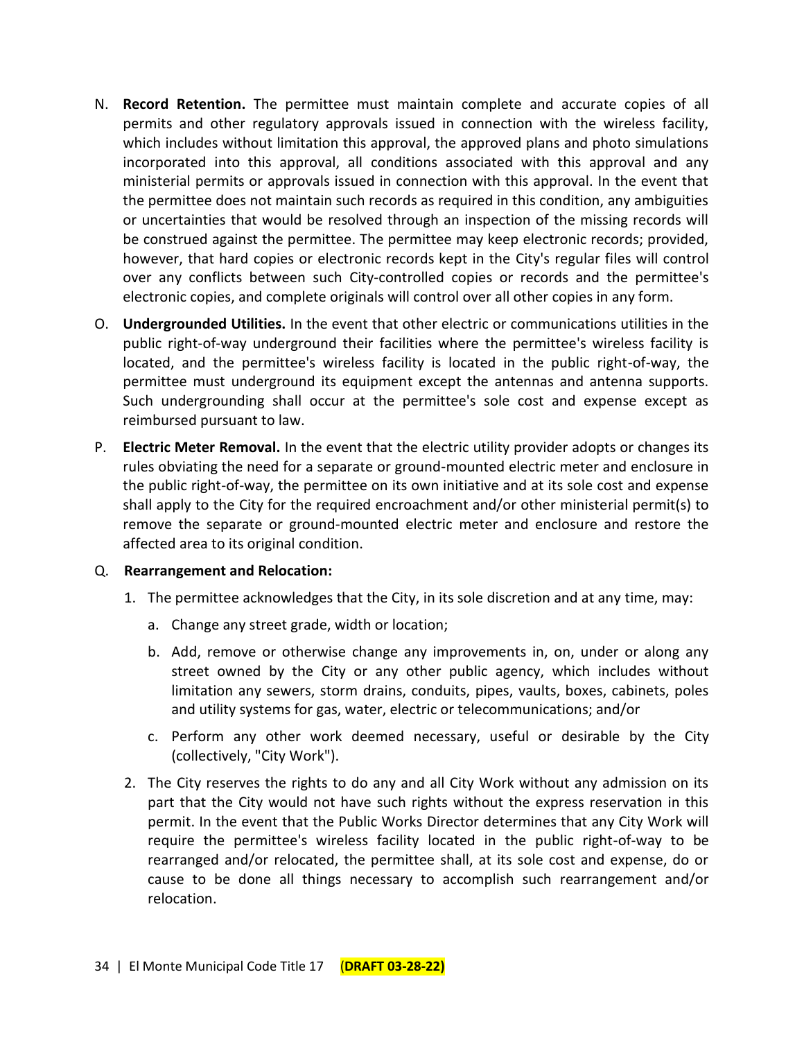N. **Record Retention.** The permittee must maintain complete and accurate copies of all permits and other regulatory approvals issued in connection with the wireless facility, which includes without limitation this approval, the approved plans and photo simulations incorporated into this approval, all conditions associated with this approval and any ministerial permits or approvals issued in connection with this approval. In the event that the permittee does not maintain such records as required in this condition, any ambiguities or uncertainties that would be resolved through an inspection of the missing records will be construed against the permittee. The permittee may keep electronic records; provided, however, that hard copies or electronic records kept in the City's regular files will control over any conflicts between such City-controlled copies or records and the permittee's electronic copies, and complete originals will control over all other copies in any form.

O. **Undergrounded Utilities.** In the event that other electric or communications utilities in the public right-of-way underground their facilities where the permittee's wireless facility is located, and the permittee's wireless facility is located in the public right-of-way, the permittee must underground its equipment except the antennas and antenna supports. Such undergrounding shall occur at the permittee's sole cost and expense except as reimbursed pursuant to law.

P. **Electric Meter Removal.** In the event that the electric utility provider adopts or changes its rules obviating the need for a separate or ground-mounted electric meter and enclosure in the public right-of-way, the permittee on its own initiative and at its sole cost and expense shall apply to the City for the required encroachment and/or other ministerial permit(s) to remove the separate or ground-mounted electric meter and enclosure and restore the affected area to its original condition.

Q. **Rearrangement and Relocation:**

1. The permittee acknowledges that the City, in its sole discretion and at any time, may:

   a. Change any street grade, width or location;

   b. Add, remove or otherwise change any improvements in, on, under or along any street owned by the City or any other public agency, which includes without limitation any sewers, storm drains, conduits, pipes, vaults, boxes, cabinets, poles and utility systems for gas, water, electric or telecommunications; and/or

   c. Perform any other work deemed necessary, useful or desirable by the City (collectively, "City Work").

2. The City reserves the rights to do any and all City Work without any admission on its part that the City would not have such rights without the express reservation in this permit. In the event that the Public Works Director determines that any City Work will require the permittee's wireless facility located in the public right-of-way to be rearranged and/or relocated, the permittee shall, at its sole cost and expense, do or cause to be done all things necessary to accomplish such rearrangement and/or relocation.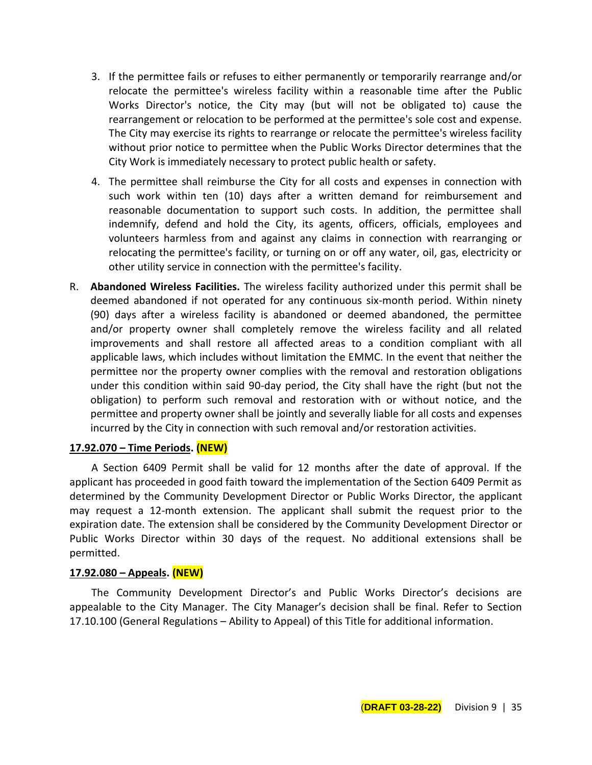3. If the permittee fails or refuses to either permanently or temporarily rearrange and/or relocate the permittee's wireless facility within a reasonable time after the Public Works Director's notice, the City may (but will not be obligated to) cause the rearrangement or relocation to be performed at the permittee's sole cost and expense. The City may exercise its rights to rearrange or relocate the permittee's wireless facility without prior notice to permittee when the Public Works Director determines that the City Work is immediately necessary to protect public health or safety.

4. The permittee shall reimburse the City for all costs and expenses in connection with such work within ten (10) days after a written demand for reimbursement and reasonable documentation to support such costs. In addition, the permittee shall indemnify, defend and hold the City, its agents, officers, officials, employees and volunteers harmless from and against any claims in connection with rearranging or relocating the permittee's facility, or turning on or off any water, oil, gas, electricity or other utility service in connection with the permittee's facility.

R. **Abandoned Wireless Facilities.** The wireless facility authorized under this permit shall be deemed abandoned if not operated for any continuous six-month period. Within ninety (90) days after a wireless facility is abandoned or deemed abandoned, the permittee and/or property owner shall completely remove the wireless facility and all related improvements and shall restore all affected areas to a condition compliant with all applicable laws, which includes without limitation the EMMC. In the event that neither the permittee nor the property owner complies with the removal and restoration obligations under this condition within said 90-day period, the City shall have the right (but not the obligation) to perform such removal and restoration with or without notice, and the permittee and property owner shall be jointly and severally liable for all costs and expenses incurred by the City in connection with such removal and/or restoration activities.

**17.92.070 – Time Periods. (NEW)**

A Section 6409 Permit shall be valid for 12 months after the date of approval. If the applicant has proceeded in good faith toward the implementation of the Section 6409 Permit as determined by the Community Development Director or Public Works Director, the applicant may request a 12-month extension. The applicant shall submit the request prior to the expiration date. The extension shall be considered by the Community Development Director or Public Works Director within 30 days of the request. No additional extensions shall be permitted.

**17.92.080 – Appeals. (NEW)**

The Community Development Director's and Public Works Director's decisions are appealable to the City Manager. The City Manager's decision shall be final. Refer to Section 17.10.100 (General Regulations – Ability to Appeal) of this Title for additional information.